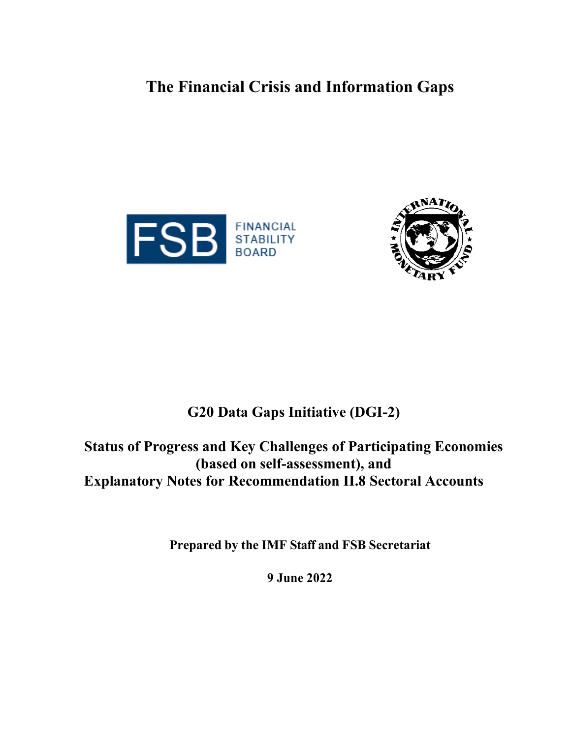# The Financial Crisis and Information Gaps

FINANCIAL STABILITY BOARD

INTERNATIONAL MONETARY FUND

**G20 Data Gaps Initiative (DGI-2)**

**Status of Progress and Key Challenges of Participating Economies (based on self-assessment), and Explanatory Notes for Recommendation II.8 Sectoral Accounts**

**Prepared by the IMF Staff and FSB Secretariat**

**9 June 2022**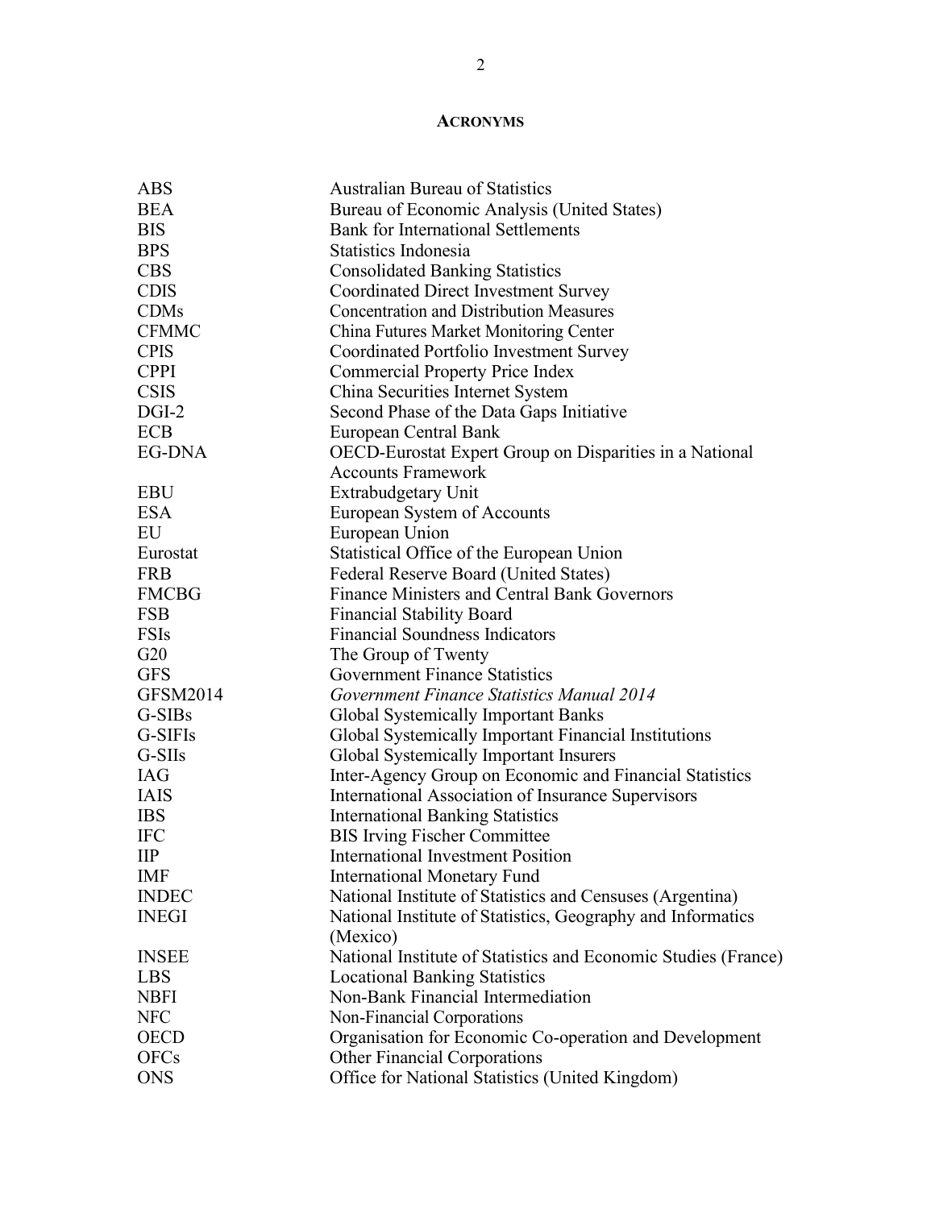## ACRONYMS

| | |
|---|---|
| ABS | Australian Bureau of Statistics |
| BEA | Bureau of Economic Analysis (United States) |
| BIS | Bank for International Settlements |
| BPS | Statistics Indonesia |
| CBS | Consolidated Banking Statistics |
| CDIS | Coordinated Direct Investment Survey |
| CDMs | Concentration and Distribution Measures |
| CFMMC | China Futures Market Monitoring Center |
| CPIS | Coordinated Portfolio Investment Survey |
| CPPI | Commercial Property Price Index |
| CSIS | China Securities Internet System |
| DGI-2 | Second Phase of the Data Gaps Initiative |
| ECB | European Central Bank |
| EG-DNA | OECD-Eurostat Expert Group on Disparities in a National Accounts Framework |
| EBU | Extrabudgetary Unit |
| ESA | European System of Accounts |
| EU | European Union |
| Eurostat | Statistical Office of the European Union |
| FRB | Federal Reserve Board (United States) |
| FMCBG | Finance Ministers and Central Bank Governors |
| FSB | Financial Stability Board |
| FSIs | Financial Soundness Indicators |
| G20 | The Group of Twenty |
| GFS | Government Finance Statistics |
| GFSM2014 | *Government Finance Statistics Manual 2014* |
| G-SIBs | Global Systemically Important Banks |
| G-SIFIs | Global Systemically Important Financial Institutions |
| G-SIIs | Global Systemically Important Insurers |
| IAG | Inter-Agency Group on Economic and Financial Statistics |
| IAIS | International Association of Insurance Supervisors |
| IBS | International Banking Statistics |
| IFC | BIS Irving Fischer Committee |
| IIP | International Investment Position |
| IMF | International Monetary Fund |
| INDEC | National Institute of Statistics and Censuses (Argentina) |
| INEGI | National Institute of Statistics, Geography and Informatics (Mexico) |
| INSEE | National Institute of Statistics and Economic Studies (France) |
| LBS | Locational Banking Statistics |
| NBFI | Non-Bank Financial Intermediation |
| NFC | Non-Financial Corporations |
| OECD | Organisation for Economic Co-operation and Development |
| OFCs | Other Financial Corporations |
| ONS | Office for National Statistics (United Kingdom) |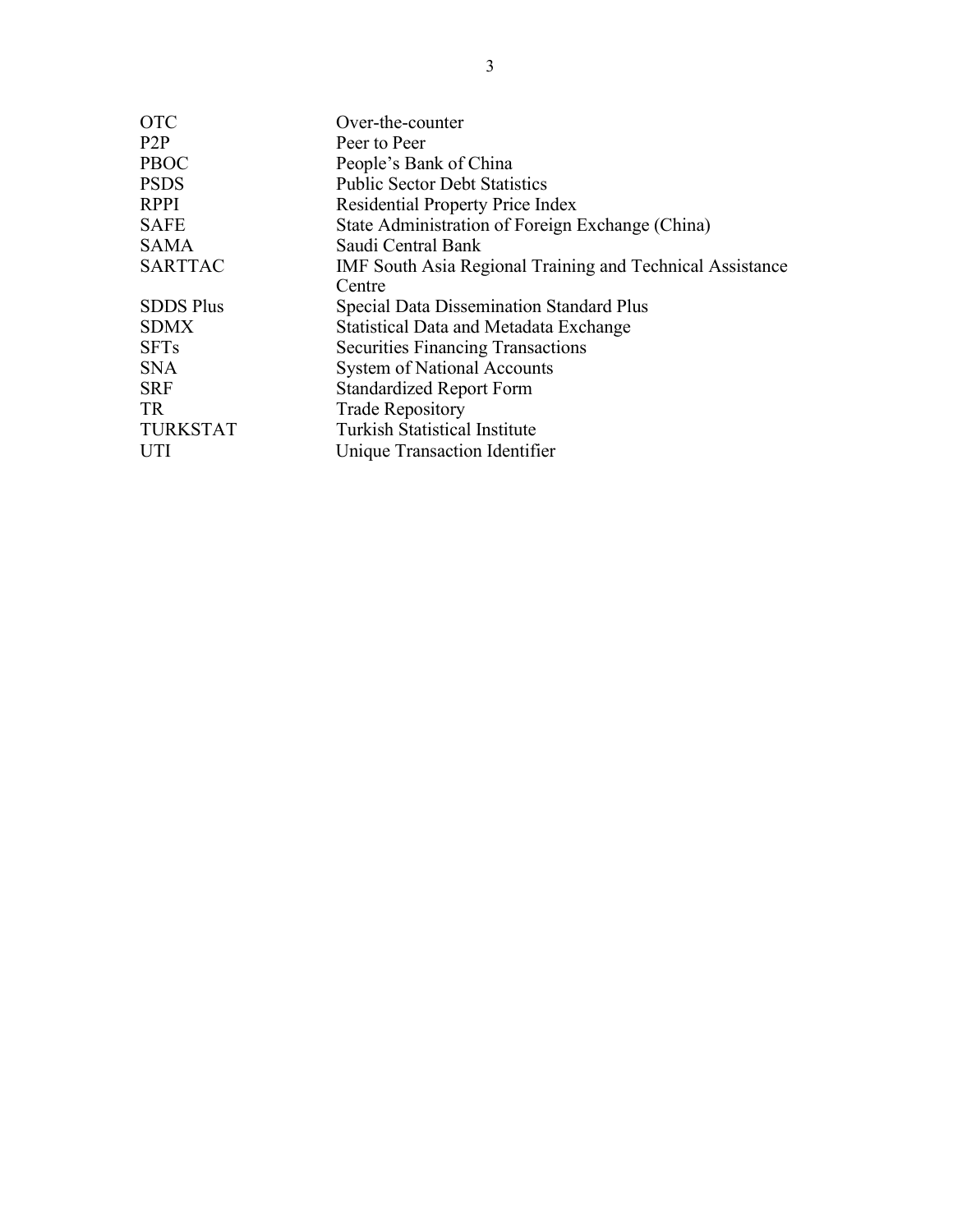| | |
|---|---|
| OTC | Over-the-counter |
| P2P | Peer to Peer |
| PBOC | People's Bank of China |
| PSDS | Public Sector Debt Statistics |
| RPPI | Residential Property Price Index |
| SAFE | State Administration of Foreign Exchange (China) |
| SAMA | Saudi Central Bank |
| SARTTAC | IMF South Asia Regional Training and Technical Assistance Centre |
| SDDS Plus | Special Data Dissemination Standard Plus |
| SDMX | Statistical Data and Metadata Exchange |
| SFTs | Securities Financing Transactions |
| SNA | System of National Accounts |
| SRF | Standardized Report Form |
| TR | Trade Repository |
| TURKSTAT | Turkish Statistical Institute |
| UTI | Unique Transaction Identifier |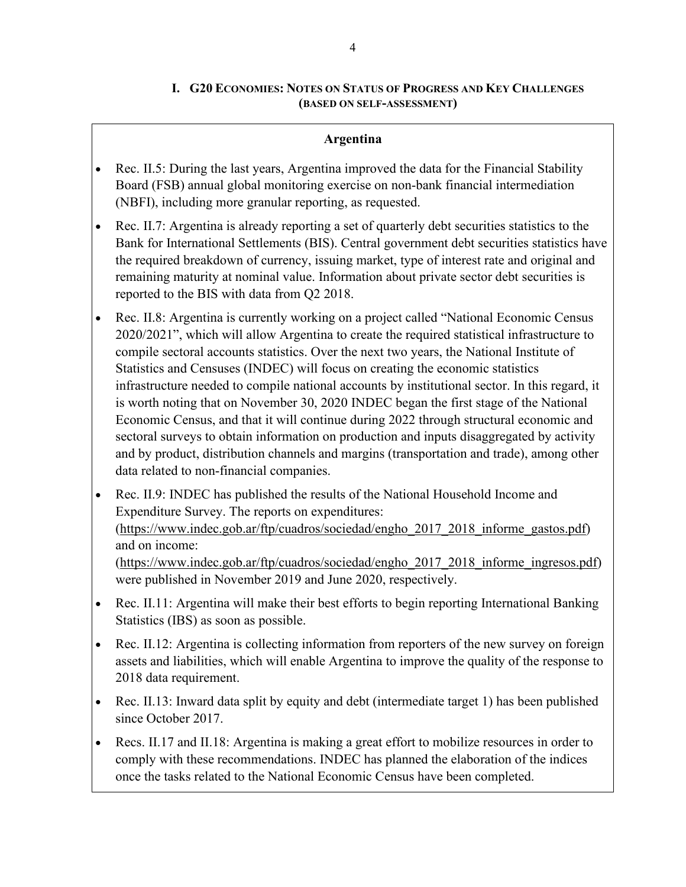# I. G20 Economies: Notes on Status of Progress and Key Challenges (based on self-assessment)

## Argentina

- Rec. II.5: During the last years, Argentina improved the data for the Financial Stability Board (FSB) annual global monitoring exercise on non-bank financial intermediation (NBFI), including more granular reporting, as requested.
- Rec. II.7: Argentina is already reporting a set of quarterly debt securities statistics to the Bank for International Settlements (BIS). Central government debt securities statistics have the required breakdown of currency, issuing market, type of interest rate and original and remaining maturity at nominal value. Information about private sector debt securities is reported to the BIS with data from Q2 2018.
- Rec. II.8: Argentina is currently working on a project called "National Economic Census 2020/2021", which will allow Argentina to create the required statistical infrastructure to compile sectoral accounts statistics. Over the next two years, the National Institute of Statistics and Censuses (INDEC) will focus on creating the economic statistics infrastructure needed to compile national accounts by institutional sector. In this regard, it is worth noting that on November 30, 2020 INDEC began the first stage of the National Economic Census, and that it will continue during 2022 through structural economic and sectoral surveys to obtain information on production and inputs disaggregated by activity and by product, distribution channels and margins (transportation and trade), among other data related to non-financial companies.
- Rec. II.9: INDEC has published the results of the National Household Income and Expenditure Survey. The reports on expenditures: (https://www.indec.gob.ar/ftp/cuadros/sociedad/engho_2017_2018_informe_gastos.pdf) and on income: (https://www.indec.gob.ar/ftp/cuadros/sociedad/engho_2017_2018_informe_ingresos.pdf) were published in November 2019 and June 2020, respectively.
- Rec. II.11: Argentina will make their best efforts to begin reporting International Banking Statistics (IBS) as soon as possible.
- Rec. II.12: Argentina is collecting information from reporters of the new survey on foreign assets and liabilities, which will enable Argentina to improve the quality of the response to 2018 data requirement.
- Rec. II.13: Inward data split by equity and debt (intermediate target 1) has been published since October 2017.
- Recs. II.17 and II.18: Argentina is making a great effort to mobilize resources in order to comply with these recommendations. INDEC has planned the elaboration of the indices once the tasks related to the National Economic Census have been completed.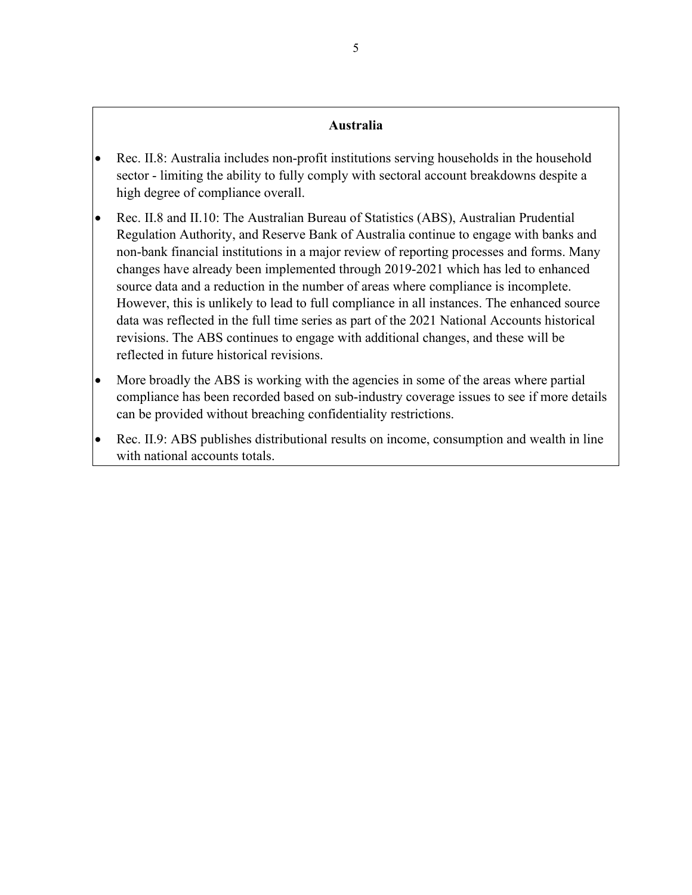**Australia**

- Rec. II.8: Australia includes non-profit institutions serving households in the household sector - limiting the ability to fully comply with sectoral account breakdowns despite a high degree of compliance overall.
- Rec. II.8 and II.10: The Australian Bureau of Statistics (ABS), Australian Prudential Regulation Authority, and Reserve Bank of Australia continue to engage with banks and non-bank financial institutions in a major review of reporting processes and forms. Many changes have already been implemented through 2019-2021 which has led to enhanced source data and a reduction in the number of areas where compliance is incomplete. However, this is unlikely to lead to full compliance in all instances. The enhanced source data was reflected in the full time series as part of the 2021 National Accounts historical revisions. The ABS continues to engage with additional changes, and these will be reflected in future historical revisions.
- More broadly the ABS is working with the agencies in some of the areas where partial compliance has been recorded based on sub-industry coverage issues to see if more details can be provided without breaching confidentiality restrictions.
- Rec. II.9: ABS publishes distributional results on income, consumption and wealth in line with national accounts totals.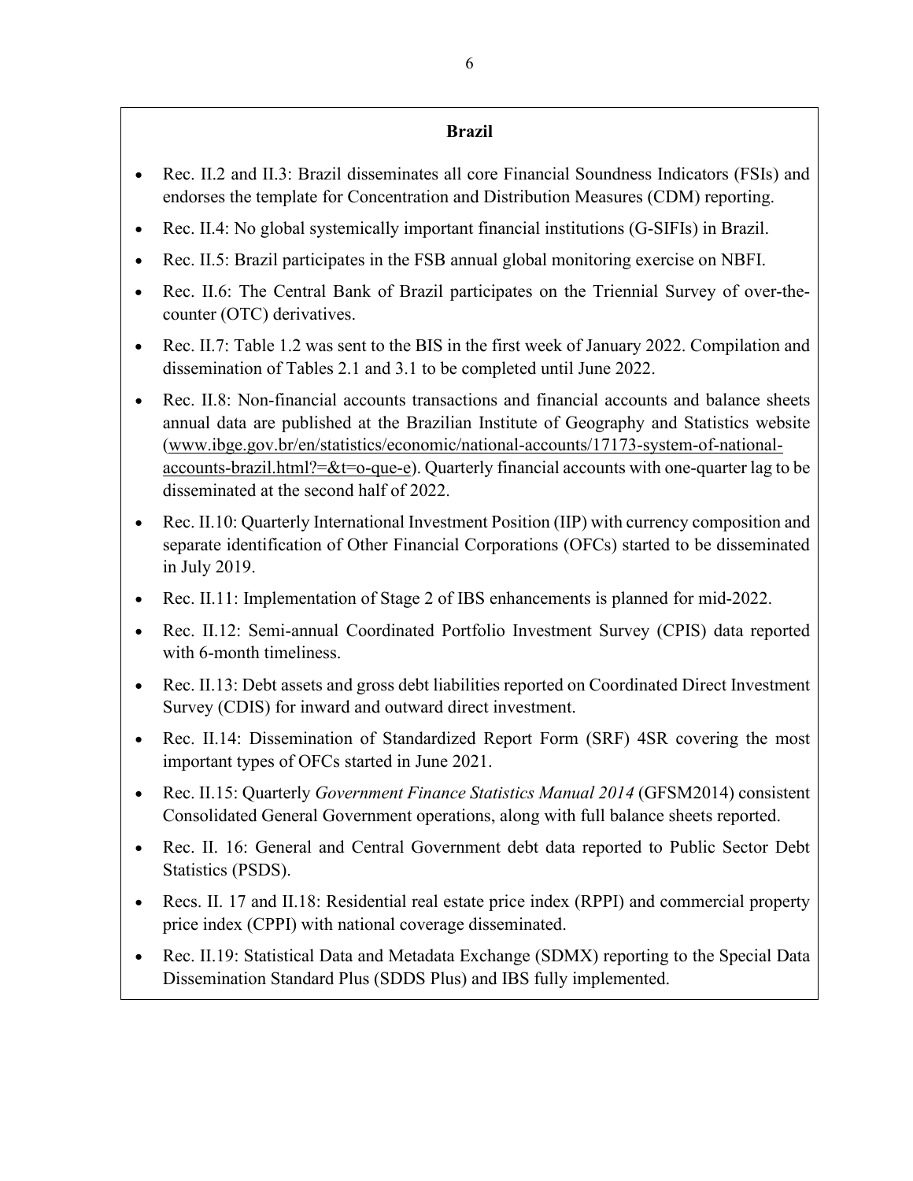### Brazil

- Rec. II.2 and II.3: Brazil disseminates all core Financial Soundness Indicators (FSIs) and endorses the template for Concentration and Distribution Measures (CDM) reporting.
- Rec. II.4: No global systemically important financial institutions (G-SIFIs) in Brazil.
- Rec. II.5: Brazil participates in the FSB annual global monitoring exercise on NBFI.
- Rec. II.6: The Central Bank of Brazil participates on the Triennial Survey of over-the-counter (OTC) derivatives.
- Rec. II.7: Table 1.2 was sent to the BIS in the first week of January 2022. Compilation and dissemination of Tables 2.1 and 3.1 to be completed until June 2022.
- Rec. II.8: Non-financial accounts transactions and financial accounts and balance sheets annual data are published at the Brazilian Institute of Geography and Statistics website (www.ibge.gov.br/en/statistics/economic/national-accounts/17173-system-of-national-accounts-brazil.html?=&t=o-que-e). Quarterly financial accounts with one-quarter lag to be disseminated at the second half of 2022.
- Rec. II.10: Quarterly International Investment Position (IIP) with currency composition and separate identification of Other Financial Corporations (OFCs) started to be disseminated in July 2019.
- Rec. II.11: Implementation of Stage 2 of IBS enhancements is planned for mid-2022.
- Rec. II.12: Semi-annual Coordinated Portfolio Investment Survey (CPIS) data reported with 6-month timeliness.
- Rec. II.13: Debt assets and gross debt liabilities reported on Coordinated Direct Investment Survey (CDIS) for inward and outward direct investment.
- Rec. II.14: Dissemination of Standardized Report Form (SRF) 4SR covering the most important types of OFCs started in June 2021.
- Rec. II.15: Quarterly *Government Finance Statistics Manual 2014* (GFSM2014) consistent Consolidated General Government operations, along with full balance sheets reported.
- Rec. II. 16: General and Central Government debt data reported to Public Sector Debt Statistics (PSDS).
- Recs. II. 17 and II.18: Residential real estate price index (RPPI) and commercial property price index (CPPI) with national coverage disseminated.
- Rec. II.19: Statistical Data and Metadata Exchange (SDMX) reporting to the Special Data Dissemination Standard Plus (SDDS Plus) and IBS fully implemented.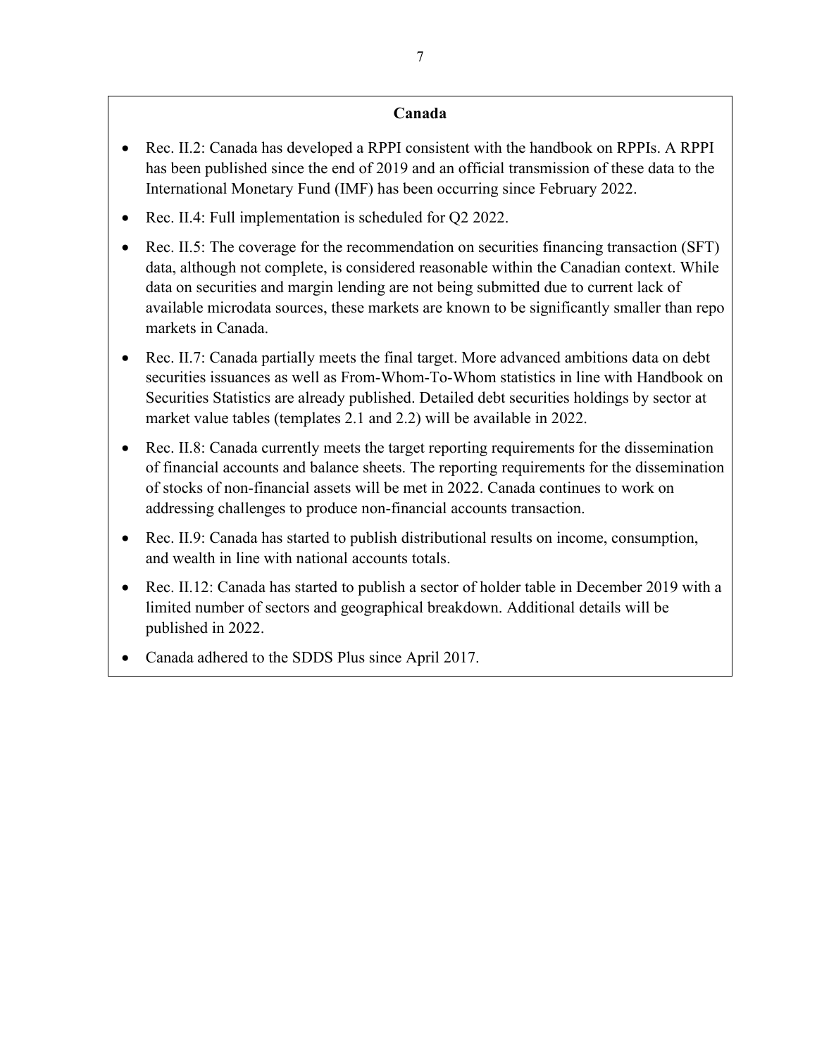**Canada**

- Rec. II.2: Canada has developed a RPPI consistent with the handbook on RPPIs. A RPPI has been published since the end of 2019 and an official transmission of these data to the International Monetary Fund (IMF) has been occurring since February 2022.
- Rec. II.4: Full implementation is scheduled for Q2 2022.
- Rec. II.5: The coverage for the recommendation on securities financing transaction (SFT) data, although not complete, is considered reasonable within the Canadian context. While data on securities and margin lending are not being submitted due to current lack of available microdata sources, these markets are known to be significantly smaller than repo markets in Canada.
- Rec. II.7: Canada partially meets the final target. More advanced ambitions data on debt securities issuances as well as From-Whom-To-Whom statistics in line with Handbook on Securities Statistics are already published. Detailed debt securities holdings by sector at market value tables (templates 2.1 and 2.2) will be available in 2022.
- Rec. II.8: Canada currently meets the target reporting requirements for the dissemination of financial accounts and balance sheets. The reporting requirements for the dissemination of stocks of non-financial assets will be met in 2022. Canada continues to work on addressing challenges to produce non-financial accounts transaction.
- Rec. II.9: Canada has started to publish distributional results on income, consumption, and wealth in line with national accounts totals.
- Rec. II.12: Canada has started to publish a sector of holder table in December 2019 with a limited number of sectors and geographical breakdown. Additional details will be published in 2022.
- Canada adhered to the SDDS Plus since April 2017.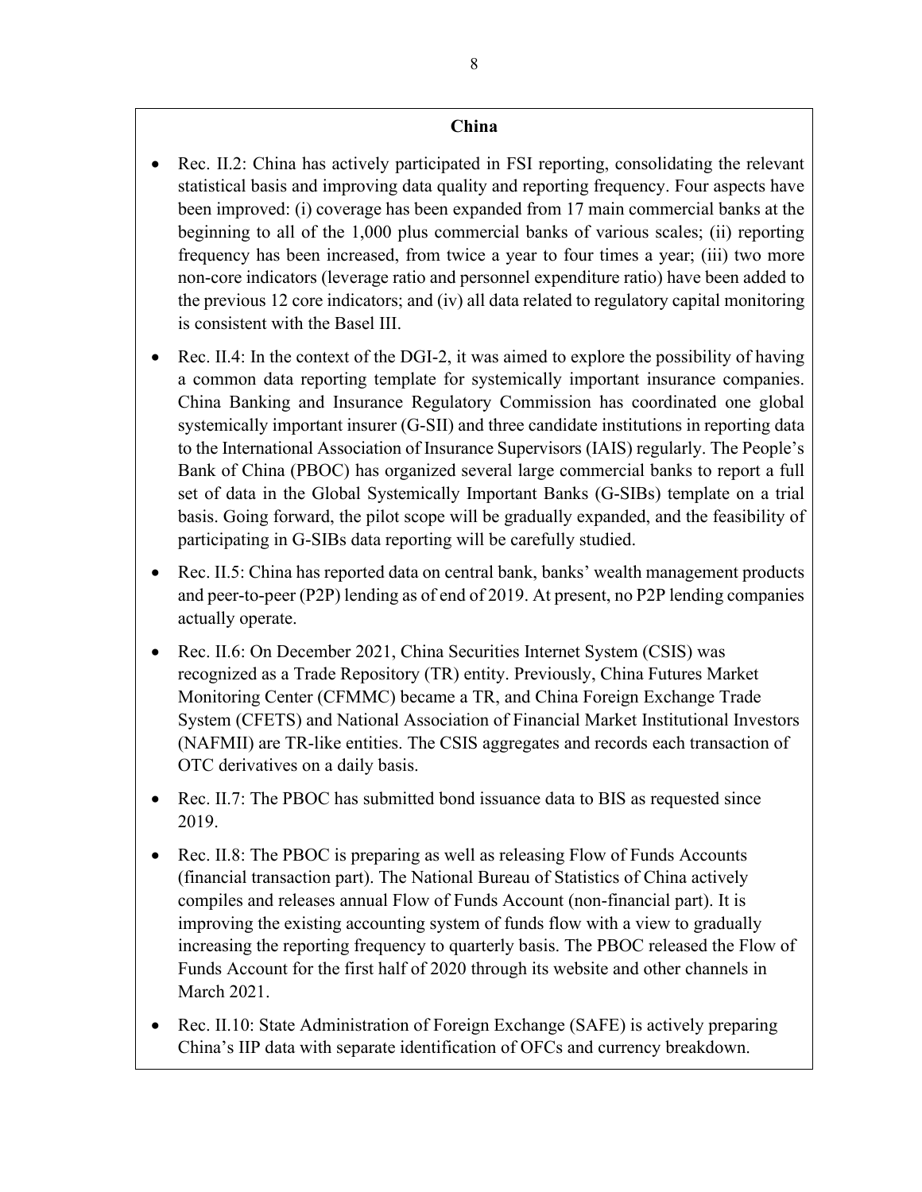**China**

- Rec. II.2: China has actively participated in FSI reporting, consolidating the relevant statistical basis and improving data quality and reporting frequency. Four aspects have been improved: (i) coverage has been expanded from 17 main commercial banks at the beginning to all of the 1,000 plus commercial banks of various scales; (ii) reporting frequency has been increased, from twice a year to four times a year; (iii) two more non-core indicators (leverage ratio and personnel expenditure ratio) have been added to the previous 12 core indicators; and (iv) all data related to regulatory capital monitoring is consistent with the Basel III.
- Rec. II.4: In the context of the DGI-2, it was aimed to explore the possibility of having a common data reporting template for systemically important insurance companies. China Banking and Insurance Regulatory Commission has coordinated one global systemically important insurer (G-SII) and three candidate institutions in reporting data to the International Association of Insurance Supervisors (IAIS) regularly. The People's Bank of China (PBOC) has organized several large commercial banks to report a full set of data in the Global Systemically Important Banks (G-SIBs) template on a trial basis. Going forward, the pilot scope will be gradually expanded, and the feasibility of participating in G-SIBs data reporting will be carefully studied.
- Rec. II.5: China has reported data on central bank, banks' wealth management products and peer-to-peer (P2P) lending as of end of 2019. At present, no P2P lending companies actually operate.
- Rec. II.6: On December 2021, China Securities Internet System (CSIS) was recognized as a Trade Repository (TR) entity. Previously, China Futures Market Monitoring Center (CFMMC) became a TR, and China Foreign Exchange Trade System (CFETS) and National Association of Financial Market Institutional Investors (NAFMII) are TR-like entities. The CSIS aggregates and records each transaction of OTC derivatives on a daily basis.
- Rec. II.7: The PBOC has submitted bond issuance data to BIS as requested since 2019.
- Rec. II.8: The PBOC is preparing as well as releasing Flow of Funds Accounts (financial transaction part). The National Bureau of Statistics of China actively compiles and releases annual Flow of Funds Account (non-financial part). It is improving the existing accounting system of funds flow with a view to gradually increasing the reporting frequency to quarterly basis. The PBOC released the Flow of Funds Account for the first half of 2020 through its website and other channels in March 2021.
- Rec. II.10: State Administration of Foreign Exchange (SAFE) is actively preparing China's IIP data with separate identification of OFCs and currency breakdown.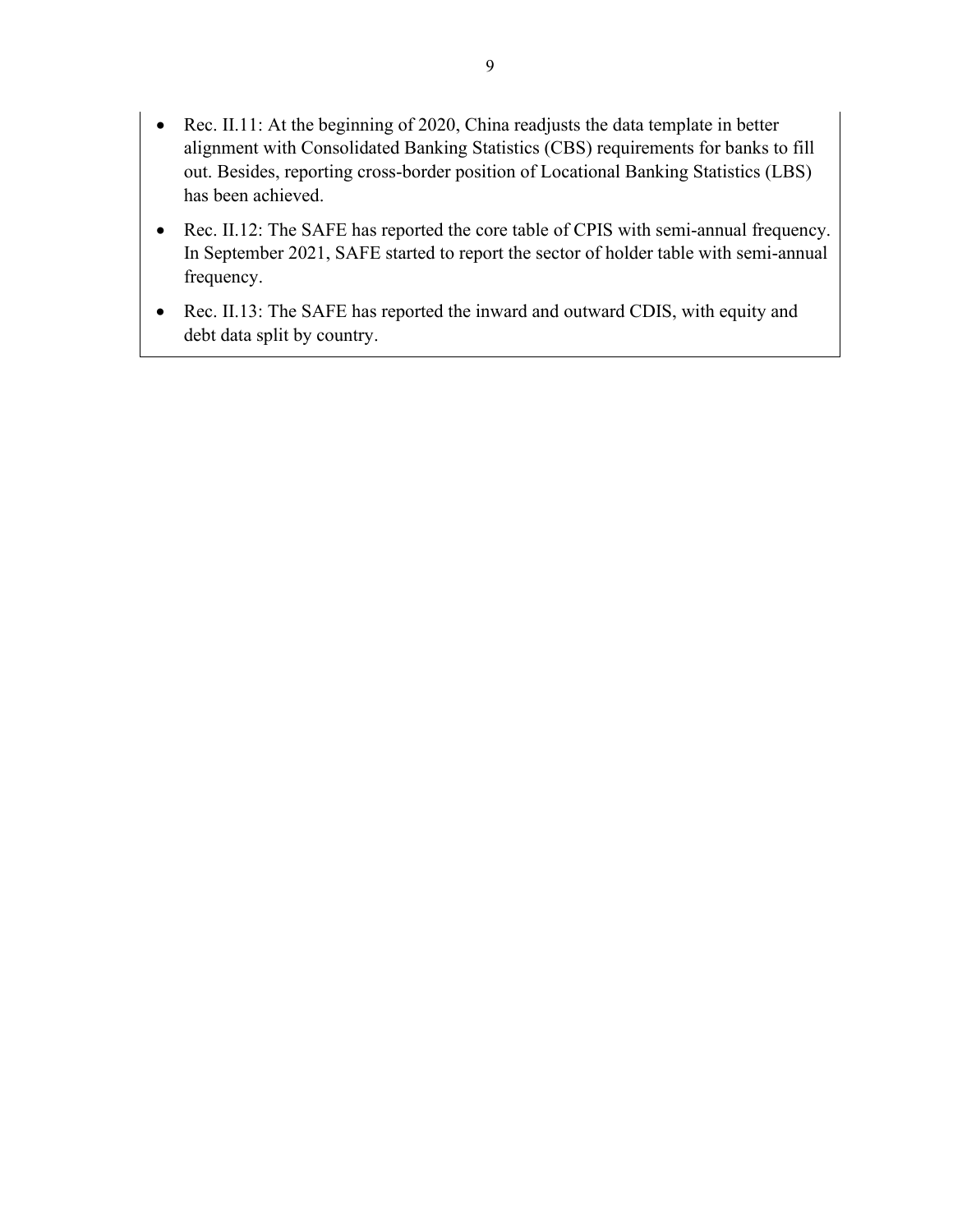- Rec. II.11: At the beginning of 2020, China readjusts the data template in better alignment with Consolidated Banking Statistics (CBS) requirements for banks to fill out. Besides, reporting cross-border position of Locational Banking Statistics (LBS) has been achieved.
- Rec. II.12: The SAFE has reported the core table of CPIS with semi-annual frequency. In September 2021, SAFE started to report the sector of holder table with semi-annual frequency.
- Rec. II.13: The SAFE has reported the inward and outward CDIS, with equity and debt data split by country.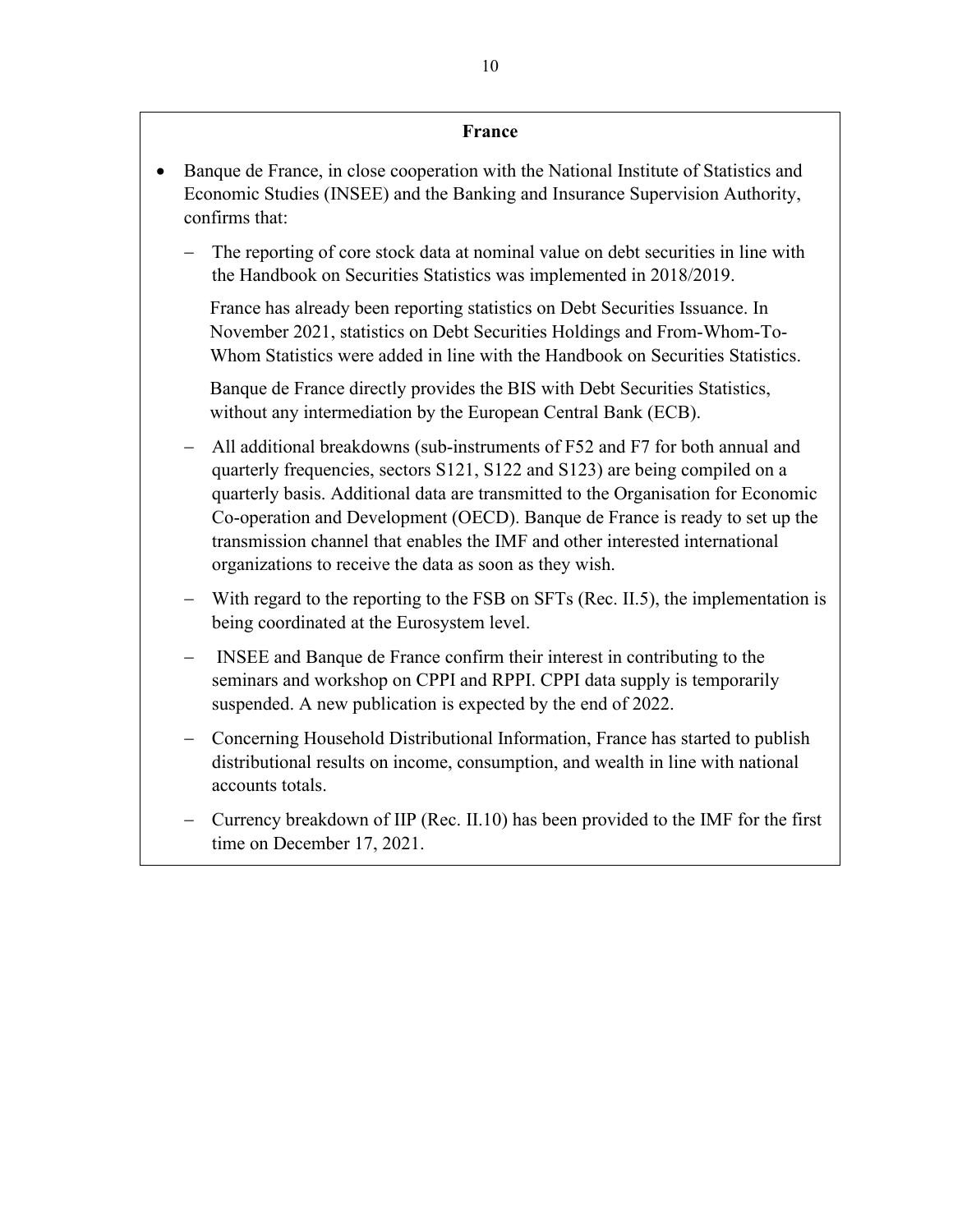**France**

- Banque de France, in close cooperation with the National Institute of Statistics and Economic Studies (INSEE) and the Banking and Insurance Supervision Authority, confirms that:

  - The reporting of core stock data at nominal value on debt securities in line with the Handbook on Securities Statistics was implemented in 2018/2019.

    France has already been reporting statistics on Debt Securities Issuance. In November 2021, statistics on Debt Securities Holdings and From-Whom-To-Whom Statistics were added in line with the Handbook on Securities Statistics.

    Banque de France directly provides the BIS with Debt Securities Statistics, without any intermediation by the European Central Bank (ECB).

  - All additional breakdowns (sub-instruments of F52 and F7 for both annual and quarterly frequencies, sectors S121, S122 and S123) are being compiled on a quarterly basis. Additional data are transmitted to the Organisation for Economic Co-operation and Development (OECD). Banque de France is ready to set up the transmission channel that enables the IMF and other interested international organizations to receive the data as soon as they wish.

  - With regard to the reporting to the FSB on SFTs (Rec. II.5), the implementation is being coordinated at the Eurosystem level.

  - INSEE and Banque de France confirm their interest in contributing to the seminars and workshop on CPPI and RPPI. CPPI data supply is temporarily suspended. A new publication is expected by the end of 2022.

  - Concerning Household Distributional Information, France has started to publish distributional results on income, consumption, and wealth in line with national accounts totals.

  - Currency breakdown of IIP (Rec. II.10) has been provided to the IMF for the first time on December 17, 2021.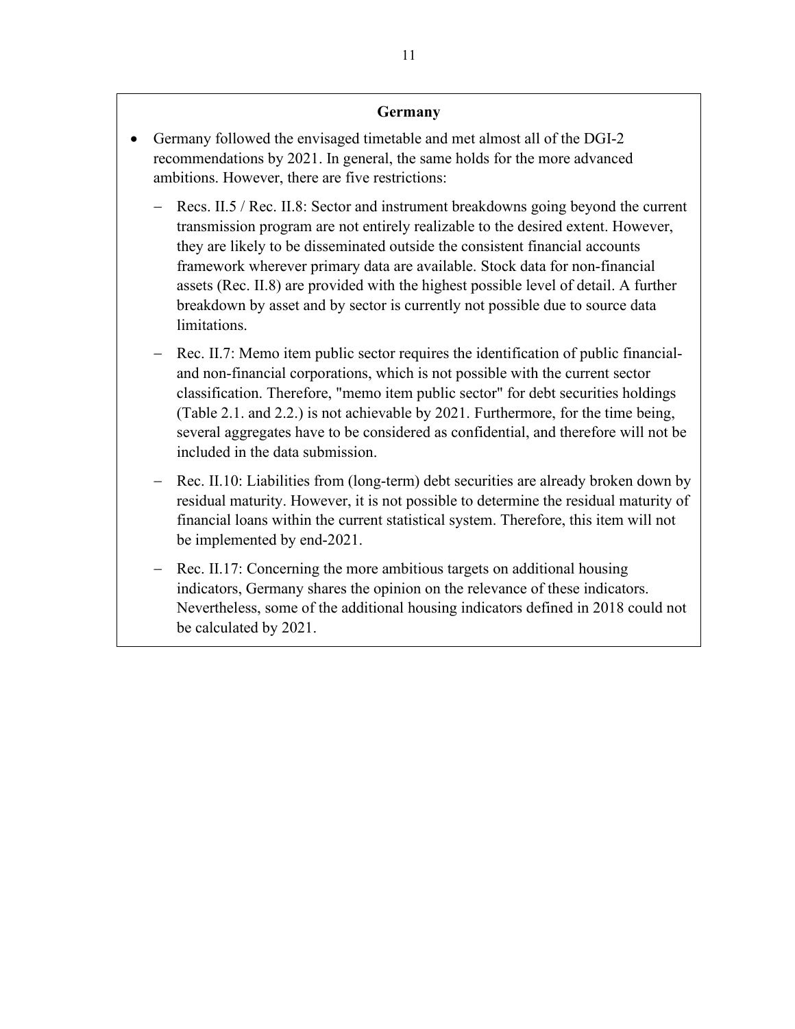**Germany**

- Germany followed the envisaged timetable and met almost all of the DGI-2 recommendations by 2021. In general, the same holds for the more advanced ambitions. However, there are five restrictions:
  - Recs. II.5 / Rec. II.8: Sector and instrument breakdowns going beyond the current transmission program are not entirely realizable to the desired extent. However, they are likely to be disseminated outside the consistent financial accounts framework wherever primary data are available. Stock data for non-financial assets (Rec. II.8) are provided with the highest possible level of detail. A further breakdown by asset and by sector is currently not possible due to source data limitations.
  - Rec. II.7: Memo item public sector requires the identification of public financial- and non-financial corporations, which is not possible with the current sector classification. Therefore, "memo item public sector" for debt securities holdings (Table 2.1. and 2.2.) is not achievable by 2021. Furthermore, for the time being, several aggregates have to be considered as confidential, and therefore will not be included in the data submission.
  - Rec. II.10: Liabilities from (long-term) debt securities are already broken down by residual maturity. However, it is not possible to determine the residual maturity of financial loans within the current statistical system. Therefore, this item will not be implemented by end-2021.
  - Rec. II.17: Concerning the more ambitious targets on additional housing indicators, Germany shares the opinion on the relevance of these indicators. Nevertheless, some of the additional housing indicators defined in 2018 could not be calculated by 2021.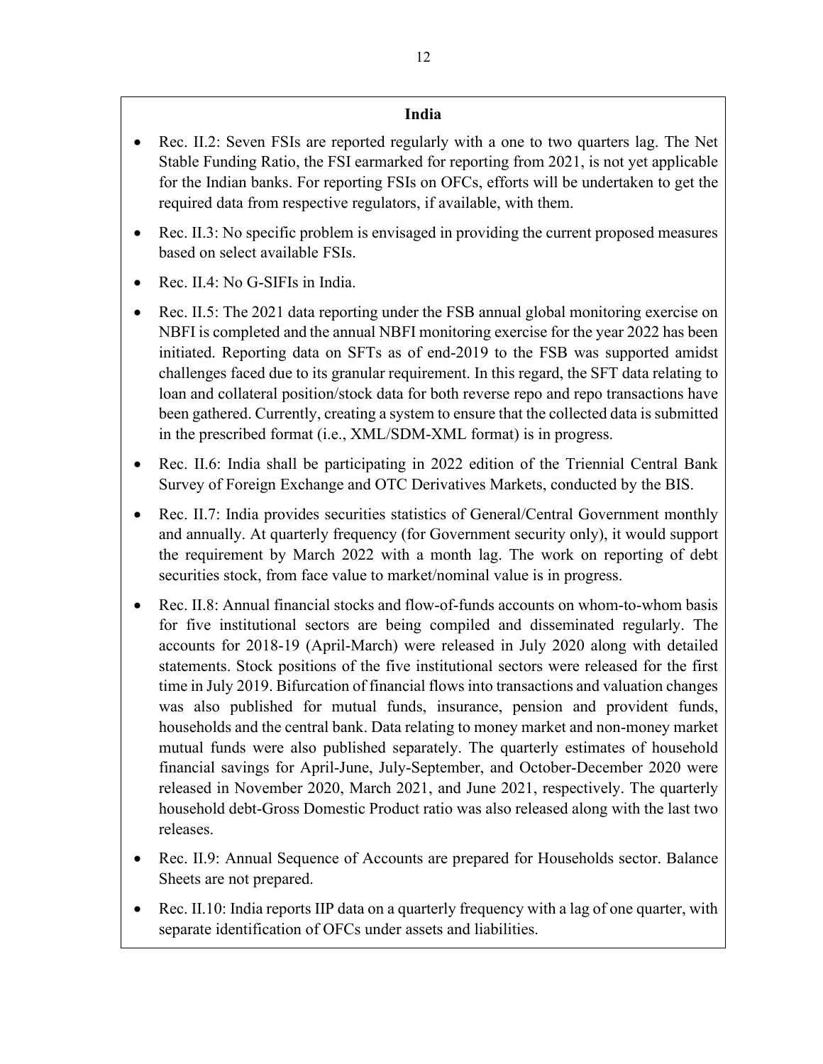**India**

- Rec. II.2: Seven FSIs are reported regularly with a one to two quarters lag. The Net Stable Funding Ratio, the FSI earmarked for reporting from 2021, is not yet applicable for the Indian banks. For reporting FSIs on OFCs, efforts will be undertaken to get the required data from respective regulators, if available, with them.
- Rec. II.3: No specific problem is envisaged in providing the current proposed measures based on select available FSIs.
- Rec. II.4: No G-SIFIs in India.
- Rec. II.5: The 2021 data reporting under the FSB annual global monitoring exercise on NBFI is completed and the annual NBFI monitoring exercise for the year 2022 has been initiated. Reporting data on SFTs as of end-2019 to the FSB was supported amidst challenges faced due to its granular requirement. In this regard, the SFT data relating to loan and collateral position/stock data for both reverse repo and repo transactions have been gathered. Currently, creating a system to ensure that the collected data is submitted in the prescribed format (i.e., XML/SDM-XML format) is in progress.
- Rec. II.6: India shall be participating in 2022 edition of the Triennial Central Bank Survey of Foreign Exchange and OTC Derivatives Markets, conducted by the BIS.
- Rec. II.7: India provides securities statistics of General/Central Government monthly and annually. At quarterly frequency (for Government security only), it would support the requirement by March 2022 with a month lag. The work on reporting of debt securities stock, from face value to market/nominal value is in progress.
- Rec. II.8: Annual financial stocks and flow-of-funds accounts on whom-to-whom basis for five institutional sectors are being compiled and disseminated regularly. The accounts for 2018-19 (April-March) were released in July 2020 along with detailed statements. Stock positions of the five institutional sectors were released for the first time in July 2019. Bifurcation of financial flows into transactions and valuation changes was also published for mutual funds, insurance, pension and provident funds, households and the central bank. Data relating to money market and non-money market mutual funds were also published separately. The quarterly estimates of household financial savings for April-June, July-September, and October-December 2020 were released in November 2020, March 2021, and June 2021, respectively. The quarterly household debt-Gross Domestic Product ratio was also released along with the last two releases.
- Rec. II.9: Annual Sequence of Accounts are prepared for Households sector. Balance Sheets are not prepared.
- Rec. II.10: India reports IIP data on a quarterly frequency with a lag of one quarter, with separate identification of OFCs under assets and liabilities.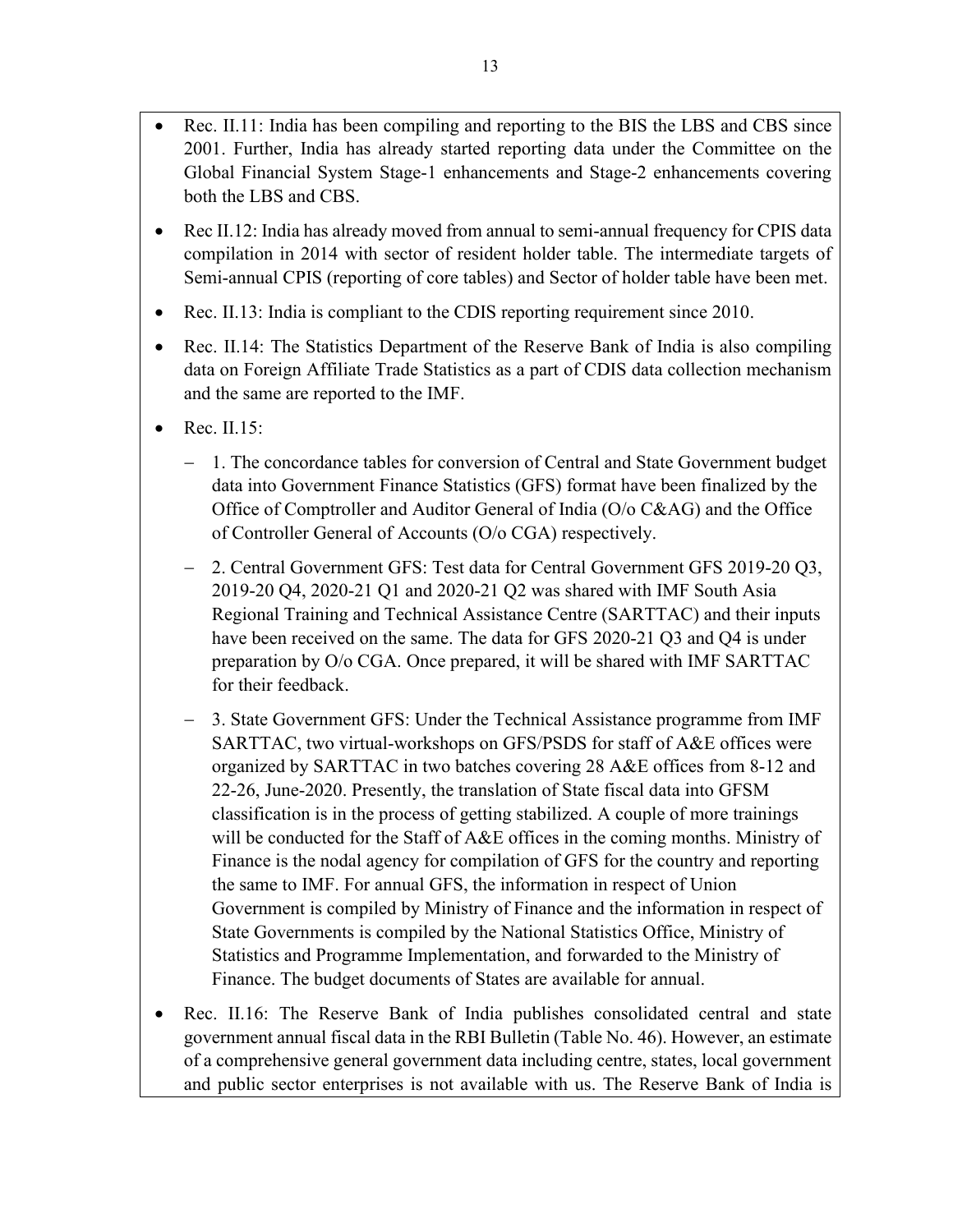- Rec. II.11: India has been compiling and reporting to the BIS the LBS and CBS since 2001. Further, India has already started reporting data under the Committee on the Global Financial System Stage-1 enhancements and Stage-2 enhancements covering both the LBS and CBS.
- Rec II.12: India has already moved from annual to semi-annual frequency for CPIS data compilation in 2014 with sector of resident holder table. The intermediate targets of Semi-annual CPIS (reporting of core tables) and Sector of holder table have been met.
- Rec. II.13: India is compliant to the CDIS reporting requirement since 2010.
- Rec. II.14: The Statistics Department of the Reserve Bank of India is also compiling data on Foreign Affiliate Trade Statistics as a part of CDIS data collection mechanism and the same are reported to the IMF.
- Rec. II.15:
  - 1. The concordance tables for conversion of Central and State Government budget data into Government Finance Statistics (GFS) format have been finalized by the Office of Comptroller and Auditor General of India (O/o C&AG) and the Office of Controller General of Accounts (O/o CGA) respectively.
  - 2. Central Government GFS: Test data for Central Government GFS 2019-20 Q3, 2019-20 Q4, 2020-21 Q1 and 2020-21 Q2 was shared with IMF South Asia Regional Training and Technical Assistance Centre (SARTTAC) and their inputs have been received on the same. The data for GFS 2020-21 Q3 and Q4 is under preparation by O/o CGA. Once prepared, it will be shared with IMF SARTTAC for their feedback.
  - 3. State Government GFS: Under the Technical Assistance programme from IMF SARTTAC, two virtual-workshops on GFS/PSDS for staff of A&E offices were organized by SARTTAC in two batches covering 28 A&E offices from 8-12 and 22-26, June-2020. Presently, the translation of State fiscal data into GFSM classification is in the process of getting stabilized. A couple of more trainings will be conducted for the Staff of A&E offices in the coming months. Ministry of Finance is the nodal agency for compilation of GFS for the country and reporting the same to IMF. For annual GFS, the information in respect of Union Government is compiled by Ministry of Finance and the information in respect of State Governments is compiled by the National Statistics Office, Ministry of Statistics and Programme Implementation, and forwarded to the Ministry of Finance. The budget documents of States are available for annual.
- Rec. II.16: The Reserve Bank of India publishes consolidated central and state government annual fiscal data in the RBI Bulletin (Table No. 46). However, an estimate of a comprehensive general government data including centre, states, local government and public sector enterprises is not available with us. The Reserve Bank of India is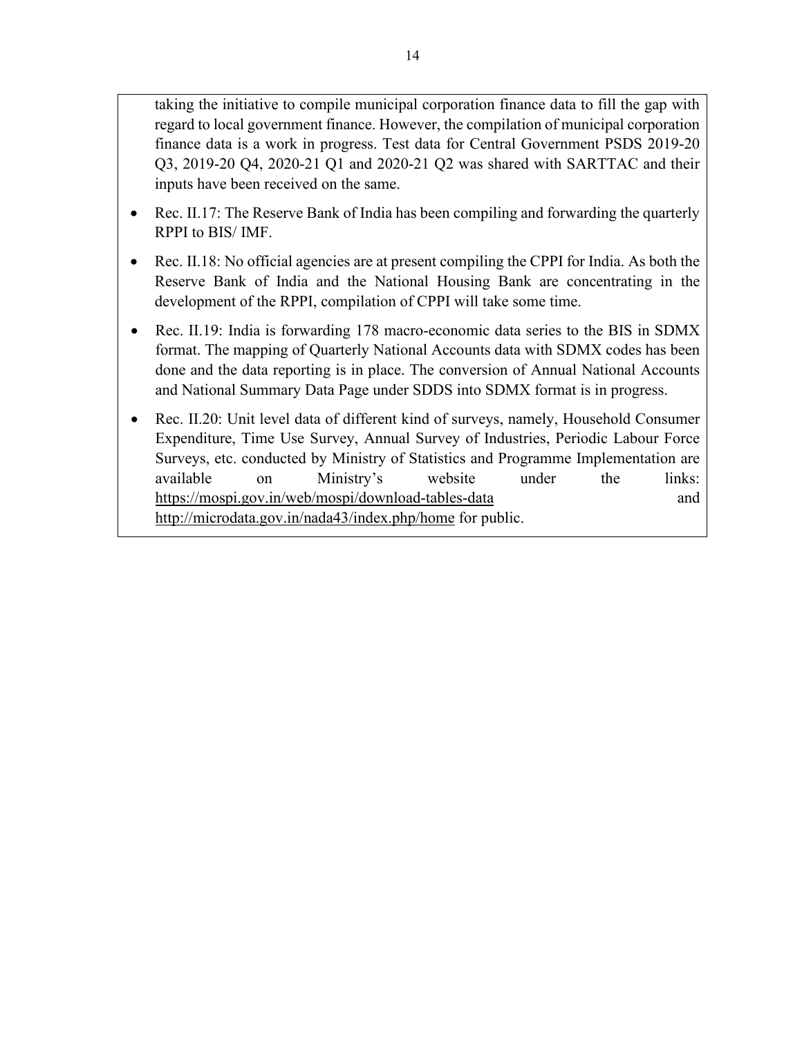taking the initiative to compile municipal corporation finance data to fill the gap with regard to local government finance. However, the compilation of municipal corporation finance data is a work in progress. Test data for Central Government PSDS 2019-20 Q3, 2019-20 Q4, 2020-21 Q1 and 2020-21 Q2 was shared with SARTTAC and their inputs have been received on the same.

- Rec. II.17: The Reserve Bank of India has been compiling and forwarding the quarterly RPPI to BIS/ IMF.
- Rec. II.18: No official agencies are at present compiling the CPPI for India. As both the Reserve Bank of India and the National Housing Bank are concentrating in the development of the RPPI, compilation of CPPI will take some time.
- Rec. II.19: India is forwarding 178 macro-economic data series to the BIS in SDMX format. The mapping of Quarterly National Accounts data with SDMX codes has been done and the data reporting is in place. The conversion of Annual National Accounts and National Summary Data Page under SDDS into SDMX format is in progress.
- Rec. II.20: Unit level data of different kind of surveys, namely, Household Consumer Expenditure, Time Use Survey, Annual Survey of Industries, Periodic Labour Force Surveys, etc. conducted by Ministry of Statistics and Programme Implementation are available on Ministry's website under the links: https://mospi.gov.in/web/mospi/download-tables-data and http://microdata.gov.in/nada43/index.php/home for public.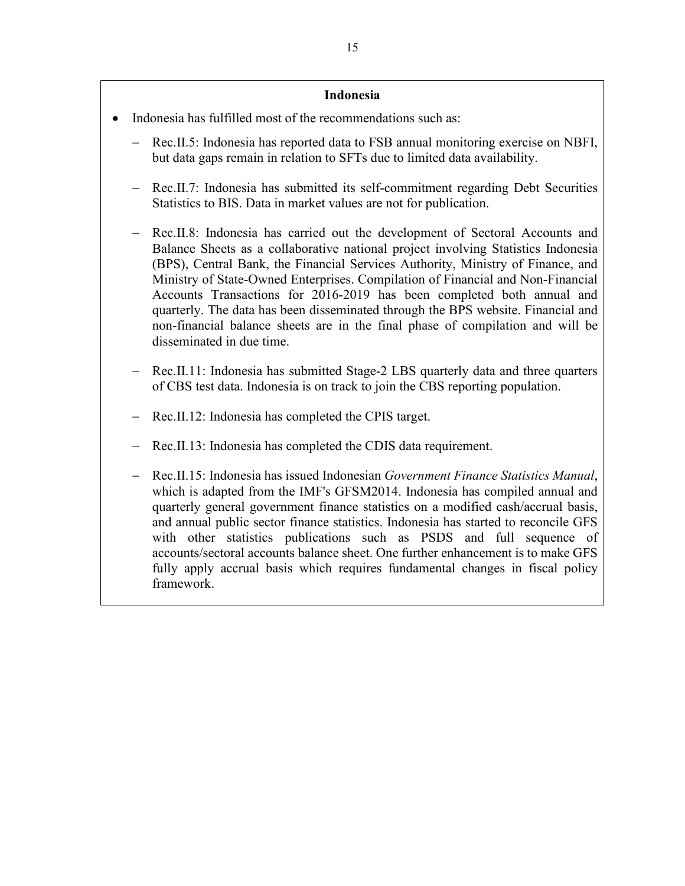**Indonesia**

- Indonesia has fulfilled most of the recommendations such as:
  - Rec.II.5: Indonesia has reported data to FSB annual monitoring exercise on NBFI, but data gaps remain in relation to SFTs due to limited data availability.
  - Rec.II.7: Indonesia has submitted its self-commitment regarding Debt Securities Statistics to BIS. Data in market values are not for publication.
  - Rec.II.8: Indonesia has carried out the development of Sectoral Accounts and Balance Sheets as a collaborative national project involving Statistics Indonesia (BPS), Central Bank, the Financial Services Authority, Ministry of Finance, and Ministry of State-Owned Enterprises. Compilation of Financial and Non-Financial Accounts Transactions for 2016-2019 has been completed both annual and quarterly. The data has been disseminated through the BPS website. Financial and non-financial balance sheets are in the final phase of compilation and will be disseminated in due time.
  - Rec.II.11: Indonesia has submitted Stage-2 LBS quarterly data and three quarters of CBS test data. Indonesia is on track to join the CBS reporting population.
  - Rec.II.12: Indonesia has completed the CPIS target.
  - Rec.II.13: Indonesia has completed the CDIS data requirement.
  - Rec.II.15: Indonesia has issued Indonesian *Government Finance Statistics Manual*, which is adapted from the IMF's GFSM2014. Indonesia has compiled annual and quarterly general government finance statistics on a modified cash/accrual basis, and annual public sector finance statistics. Indonesia has started to reconcile GFS with other statistics publications such as PSDS and full sequence of accounts/sectoral accounts balance sheet. One further enhancement is to make GFS fully apply accrual basis which requires fundamental changes in fiscal policy framework.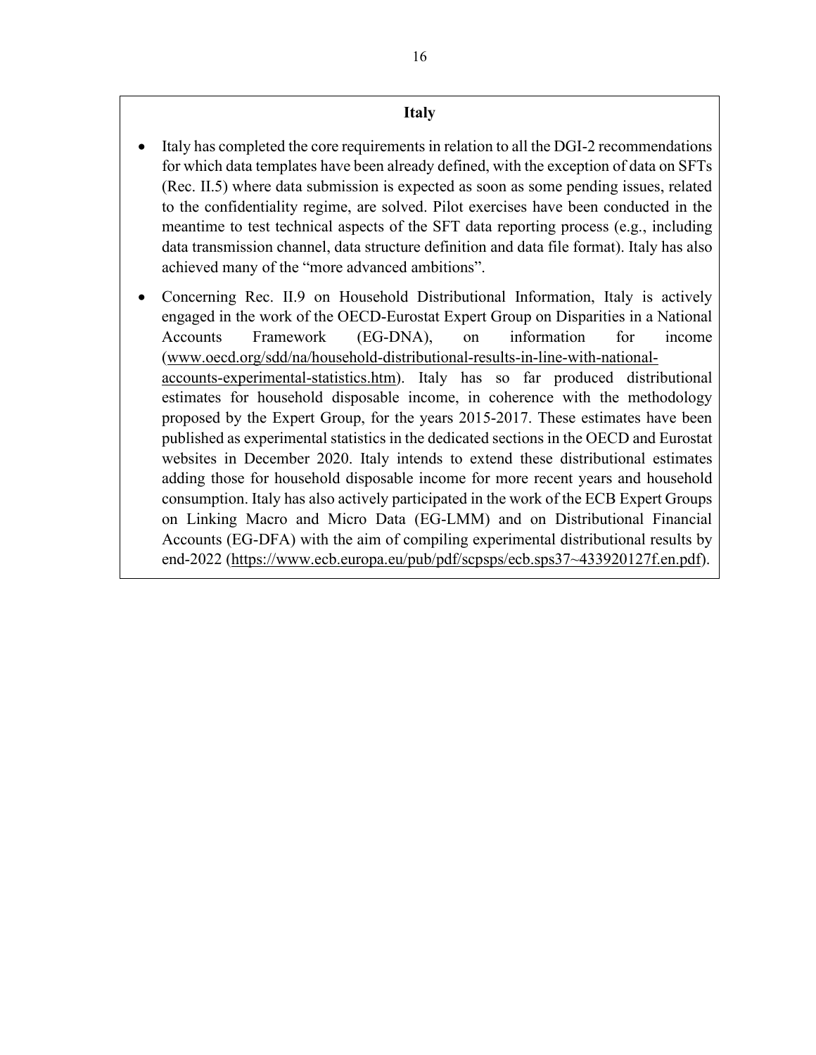**Italy**

- Italy has completed the core requirements in relation to all the DGI-2 recommendations for which data templates have been already defined, with the exception of data on SFTs (Rec. II.5) where data submission is expected as soon as some pending issues, related to the confidentiality regime, are solved. Pilot exercises have been conducted in the meantime to test technical aspects of the SFT data reporting process (e.g., including data transmission channel, data structure definition and data file format). Italy has also achieved many of the "more advanced ambitions".

- Concerning Rec. II.9 on Household Distributional Information, Italy is actively engaged in the work of the OECD-Eurostat Expert Group on Disparities in a National Accounts Framework (EG-DNA), on information for income (www.oecd.org/sdd/na/household-distributional-results-in-line-with-national-accounts-experimental-statistics.htm). Italy has so far produced distributional estimates for household disposable income, in coherence with the methodology proposed by the Expert Group, for the years 2015-2017. These estimates have been published as experimental statistics in the dedicated sections in the OECD and Eurostat websites in December 2020. Italy intends to extend these distributional estimates adding those for household disposable income for more recent years and household consumption. Italy has also actively participated in the work of the ECB Expert Groups on Linking Macro and Micro Data (EG-LMM) and on Distributional Financial Accounts (EG-DFA) with the aim of compiling experimental distributional results by end-2022 (https://www.ecb.europa.eu/pub/pdf/scpsps/ecb.sps37~433920127f.en.pdf).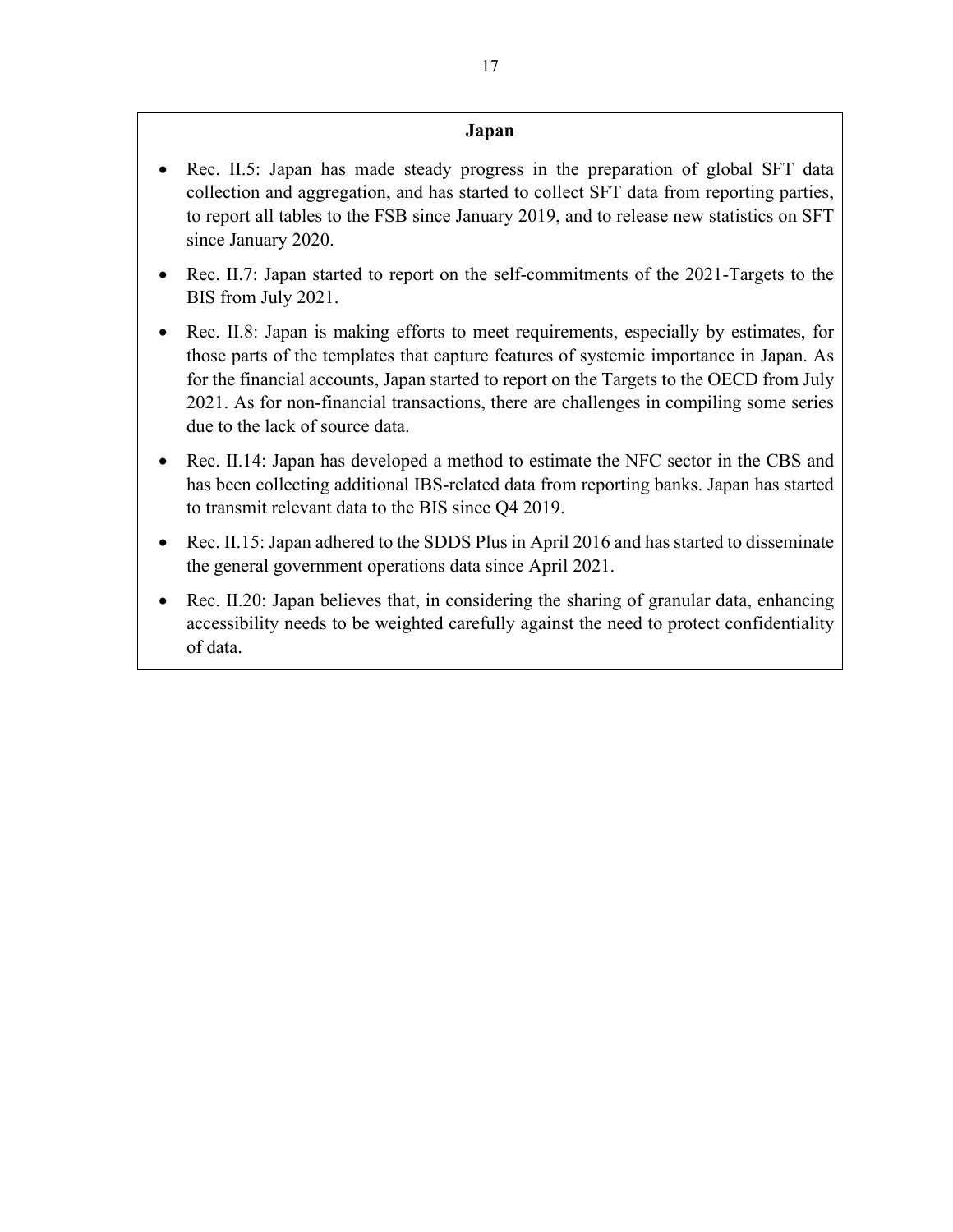**Japan**

- Rec. II.5: Japan has made steady progress in the preparation of global SFT data collection and aggregation, and has started to collect SFT data from reporting parties, to report all tables to the FSB since January 2019, and to release new statistics on SFT since January 2020.
- Rec. II.7: Japan started to report on the self-commitments of the 2021-Targets to the BIS from July 2021.
- Rec. II.8: Japan is making efforts to meet requirements, especially by estimates, for those parts of the templates that capture features of systemic importance in Japan. As for the financial accounts, Japan started to report on the Targets to the OECD from July 2021. As for non-financial transactions, there are challenges in compiling some series due to the lack of source data.
- Rec. II.14: Japan has developed a method to estimate the NFC sector in the CBS and has been collecting additional IBS-related data from reporting banks. Japan has started to transmit relevant data to the BIS since Q4 2019.
- Rec. II.15: Japan adhered to the SDDS Plus in April 2016 and has started to disseminate the general government operations data since April 2021.
- Rec. II.20: Japan believes that, in considering the sharing of granular data, enhancing accessibility needs to be weighted carefully against the need to protect confidentiality of data.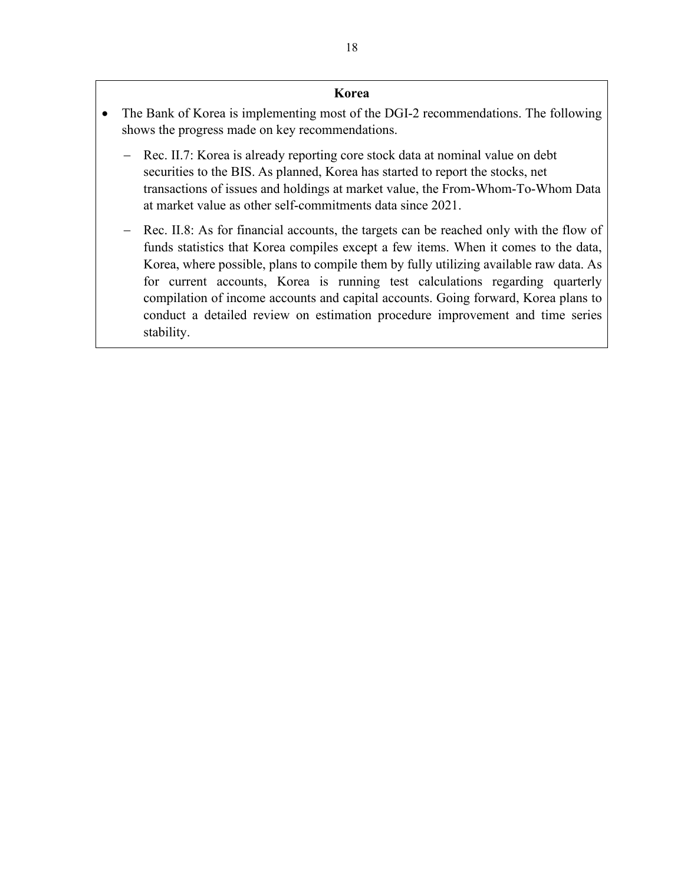**Korea**

- The Bank of Korea is implementing most of the DGI-2 recommendations. The following shows the progress made on key recommendations.
  - Rec. II.7: Korea is already reporting core stock data at nominal value on debt securities to the BIS. As planned, Korea has started to report the stocks, net transactions of issues and holdings at market value, the From-Whom-To-Whom Data at market value as other self-commitments data since 2021.
  - Rec. II.8: As for financial accounts, the targets can be reached only with the flow of funds statistics that Korea compiles except a few items. When it comes to the data, Korea, where possible, plans to compile them by fully utilizing available raw data. As for current accounts, Korea is running test calculations regarding quarterly compilation of income accounts and capital accounts. Going forward, Korea plans to conduct a detailed review on estimation procedure improvement and time series stability.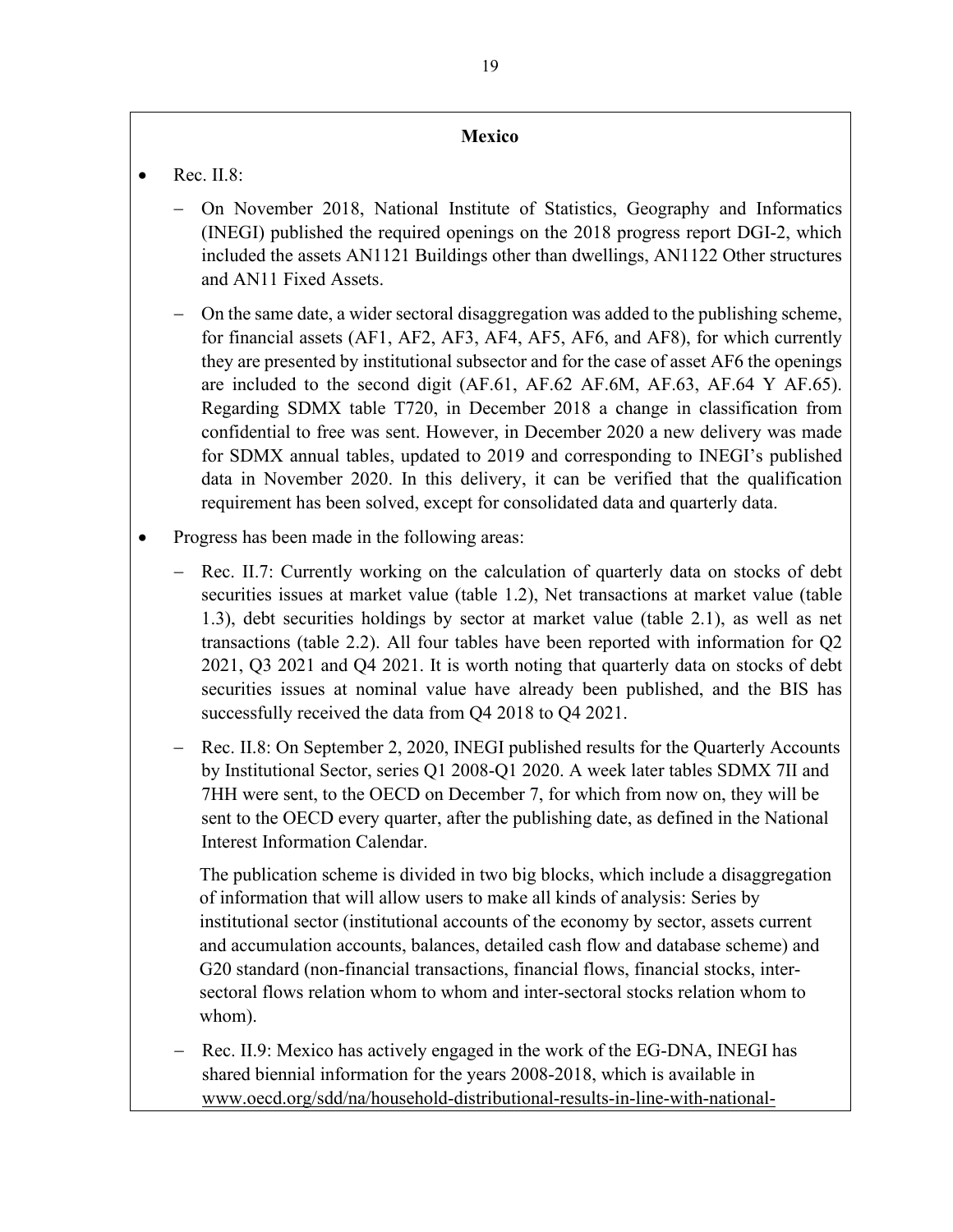**Mexico**

- Rec. II.8:

  - On November 2018, National Institute of Statistics, Geography and Informatics (INEGI) published the required openings on the 2018 progress report DGI-2, which included the assets AN1121 Buildings other than dwellings, AN1122 Other structures and AN11 Fixed Assets.

  - On the same date, a wider sectoral disaggregation was added to the publishing scheme, for financial assets (AF1, AF2, AF3, AF4, AF5, AF6, and AF8), for which currently they are presented by institutional subsector and for the case of asset AF6 the openings are included to the second digit (AF.61, AF.62 AF.6M, AF.63, AF.64 Y AF.65). Regarding SDMX table T720, in December 2018 a change in classification from confidential to free was sent. However, in December 2020 a new delivery was made for SDMX annual tables, updated to 2019 and corresponding to INEGI's published data in November 2020. In this delivery, it can be verified that the qualification requirement has been solved, except for consolidated data and quarterly data.

- Progress has been made in the following areas:

  - Rec. II.7: Currently working on the calculation of quarterly data on stocks of debt securities issues at market value (table 1.2), Net transactions at market value (table 1.3), debt securities holdings by sector at market value (table 2.1), as well as net transactions (table 2.2). All four tables have been reported with information for Q2 2021, Q3 2021 and Q4 2021. It is worth noting that quarterly data on stocks of debt securities issues at nominal value have already been published, and the BIS has successfully received the data from Q4 2018 to Q4 2021.

  - Rec. II.8: On September 2, 2020, INEGI published results for the Quarterly Accounts by Institutional Sector, series Q1 2008-Q1 2020. A week later tables SDMX 7II and 7HH were sent, to the OECD on December 7, for which from now on, they will be sent to the OECD every quarter, after the publishing date, as defined in the National Interest Information Calendar.

    The publication scheme is divided in two big blocks, which include a disaggregation of information that will allow users to make all kinds of analysis: Series by institutional sector (institutional accounts of the economy by sector, assets current and accumulation accounts, balances, detailed cash flow and database scheme) and G20 standard (non-financial transactions, financial flows, financial stocks, inter-sectoral flows relation whom to whom and inter-sectoral stocks relation whom to whom).

  - Rec. II.9: Mexico has actively engaged in the work of the EG-DNA, INEGI has shared biennial information for the years 2008-2018, which is available in www.oecd.org/sdd/na/household-distributional-results-in-line-with-national-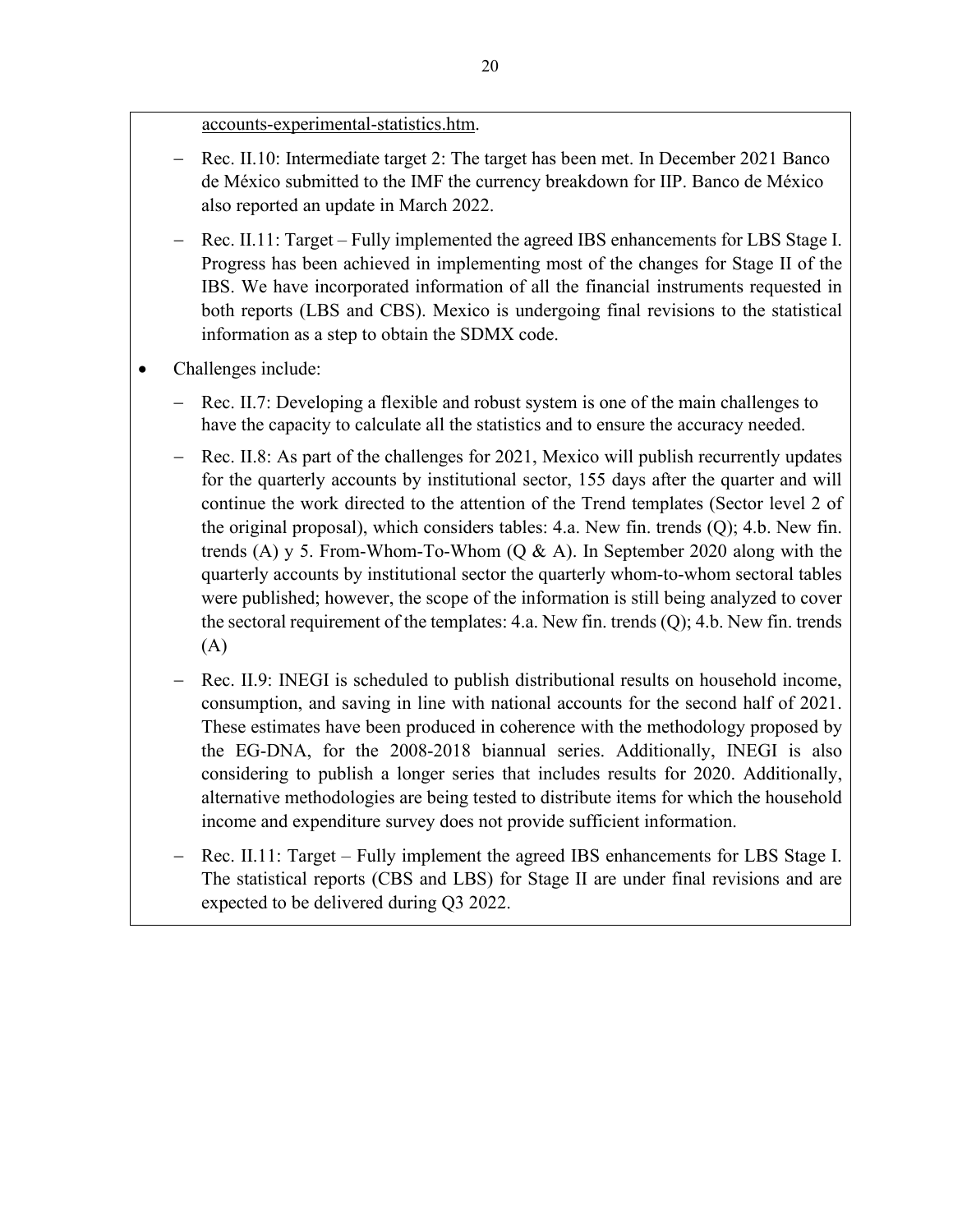accounts-experimental-statistics.htm.

- Rec. II.10: Intermediate target 2: The target has been met. In December 2021 Banco de México submitted to the IMF the currency breakdown for IIP. Banco de México also reported an update in March 2022.
- Rec. II.11: Target – Fully implemented the agreed IBS enhancements for LBS Stage I. Progress has been achieved in implementing most of the changes for Stage II of the IBS. We have incorporated information of all the financial instruments requested in both reports (LBS and CBS). Mexico is undergoing final revisions to the statistical information as a step to obtain the SDMX code.

- Challenges include:
  - Rec. II.7: Developing a flexible and robust system is one of the main challenges to have the capacity to calculate all the statistics and to ensure the accuracy needed.
  - Rec. II.8: As part of the challenges for 2021, Mexico will publish recurrently updates for the quarterly accounts by institutional sector, 155 days after the quarter and will continue the work directed to the attention of the Trend templates (Sector level 2 of the original proposal), which considers tables: 4.a. New fin. trends (Q); 4.b. New fin. trends (A) y 5. From-Whom-To-Whom (Q & A). In September 2020 along with the quarterly accounts by institutional sector the quarterly whom-to-whom sectoral tables were published; however, the scope of the information is still being analyzed to cover the sectoral requirement of the templates: 4.a. New fin. trends (Q); 4.b. New fin. trends (A)
  - Rec. II.9: INEGI is scheduled to publish distributional results on household income, consumption, and saving in line with national accounts for the second half of 2021. These estimates have been produced in coherence with the methodology proposed by the EG-DNA, for the 2008-2018 biannual series. Additionally, INEGI is also considering to publish a longer series that includes results for 2020. Additionally, alternative methodologies are being tested to distribute items for which the household income and expenditure survey does not provide sufficient information.
  - Rec. II.11: Target – Fully implement the agreed IBS enhancements for LBS Stage I. The statistical reports (CBS and LBS) for Stage II are under final revisions and are expected to be delivered during Q3 2022.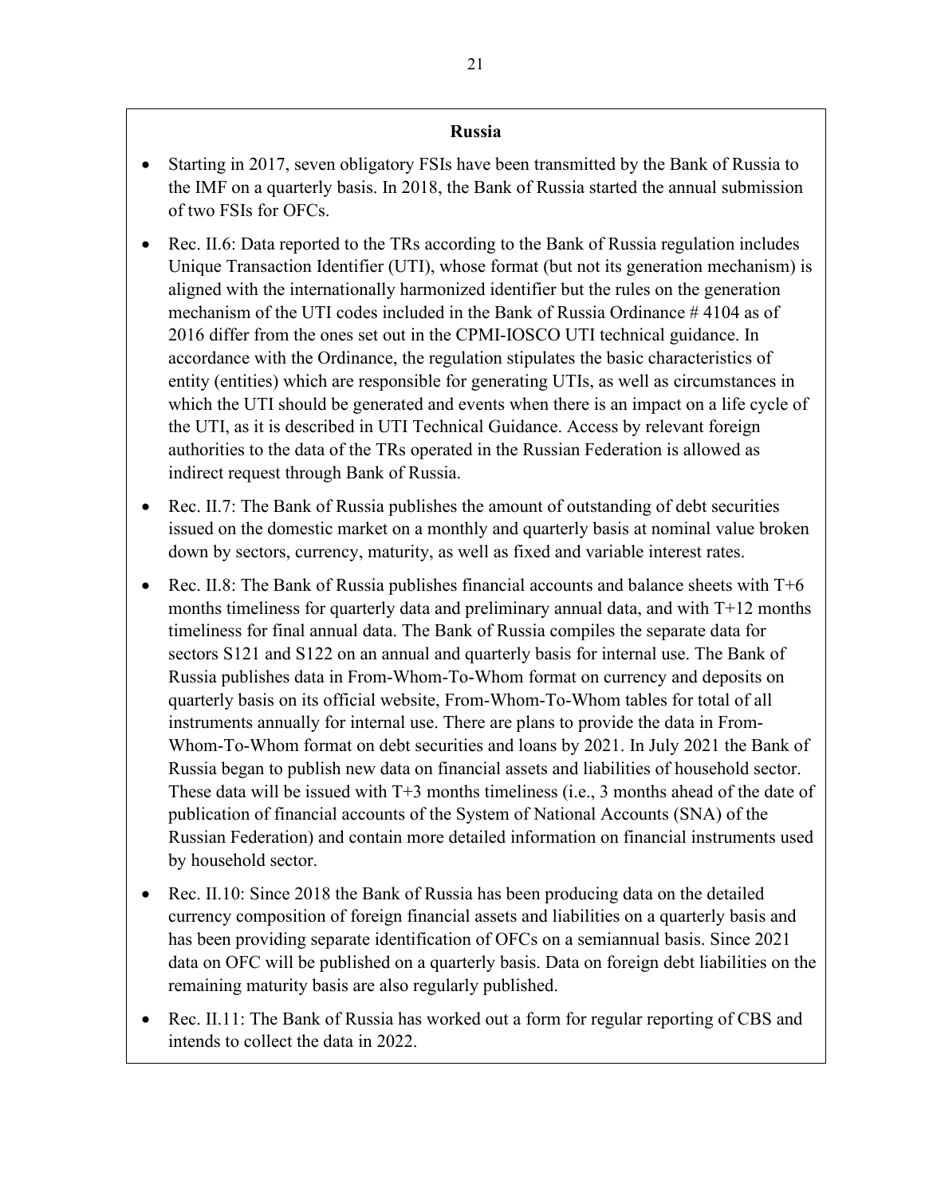**Russia**

- Starting in 2017, seven obligatory FSIs have been transmitted by the Bank of Russia to the IMF on a quarterly basis. In 2018, the Bank of Russia started the annual submission of two FSIs for OFCs.
- Rec. II.6: Data reported to the TRs according to the Bank of Russia regulation includes Unique Transaction Identifier (UTI), whose format (but not its generation mechanism) is aligned with the internationally harmonized identifier but the rules on the generation mechanism of the UTI codes included in the Bank of Russia Ordinance # 4104 as of 2016 differ from the ones set out in the CPMI-IOSCO UTI technical guidance. In accordance with the Ordinance, the regulation stipulates the basic characteristics of entity (entities) which are responsible for generating UTIs, as well as circumstances in which the UTI should be generated and events when there is an impact on a life cycle of the UTI, as it is described in UTI Technical Guidance. Access by relevant foreign authorities to the data of the TRs operated in the Russian Federation is allowed as indirect request through Bank of Russia.
- Rec. II.7: The Bank of Russia publishes the amount of outstanding of debt securities issued on the domestic market on a monthly and quarterly basis at nominal value broken down by sectors, currency, maturity, as well as fixed and variable interest rates.
- Rec. II.8: The Bank of Russia publishes financial accounts and balance sheets with T+6 months timeliness for quarterly data and preliminary annual data, and with T+12 months timeliness for final annual data. The Bank of Russia compiles the separate data for sectors S121 and S122 on an annual and quarterly basis for internal use. The Bank of Russia publishes data in From-Whom-To-Whom format on currency and deposits on quarterly basis on its official website, From-Whom-To-Whom tables for total of all instruments annually for internal use. There are plans to provide the data in From-Whom-To-Whom format on debt securities and loans by 2021. In July 2021 the Bank of Russia began to publish new data on financial assets and liabilities of household sector. These data will be issued with T+3 months timeliness (i.e., 3 months ahead of the date of publication of financial accounts of the System of National Accounts (SNA) of the Russian Federation) and contain more detailed information on financial instruments used by household sector.
- Rec. II.10: Since 2018 the Bank of Russia has been producing data on the detailed currency composition of foreign financial assets and liabilities on a quarterly basis and has been providing separate identification of OFCs on a semiannual basis. Since 2021 data on OFC will be published on a quarterly basis. Data on foreign debt liabilities on the remaining maturity basis are also regularly published.
- Rec. II.11: The Bank of Russia has worked out a form for regular reporting of CBS and intends to collect the data in 2022.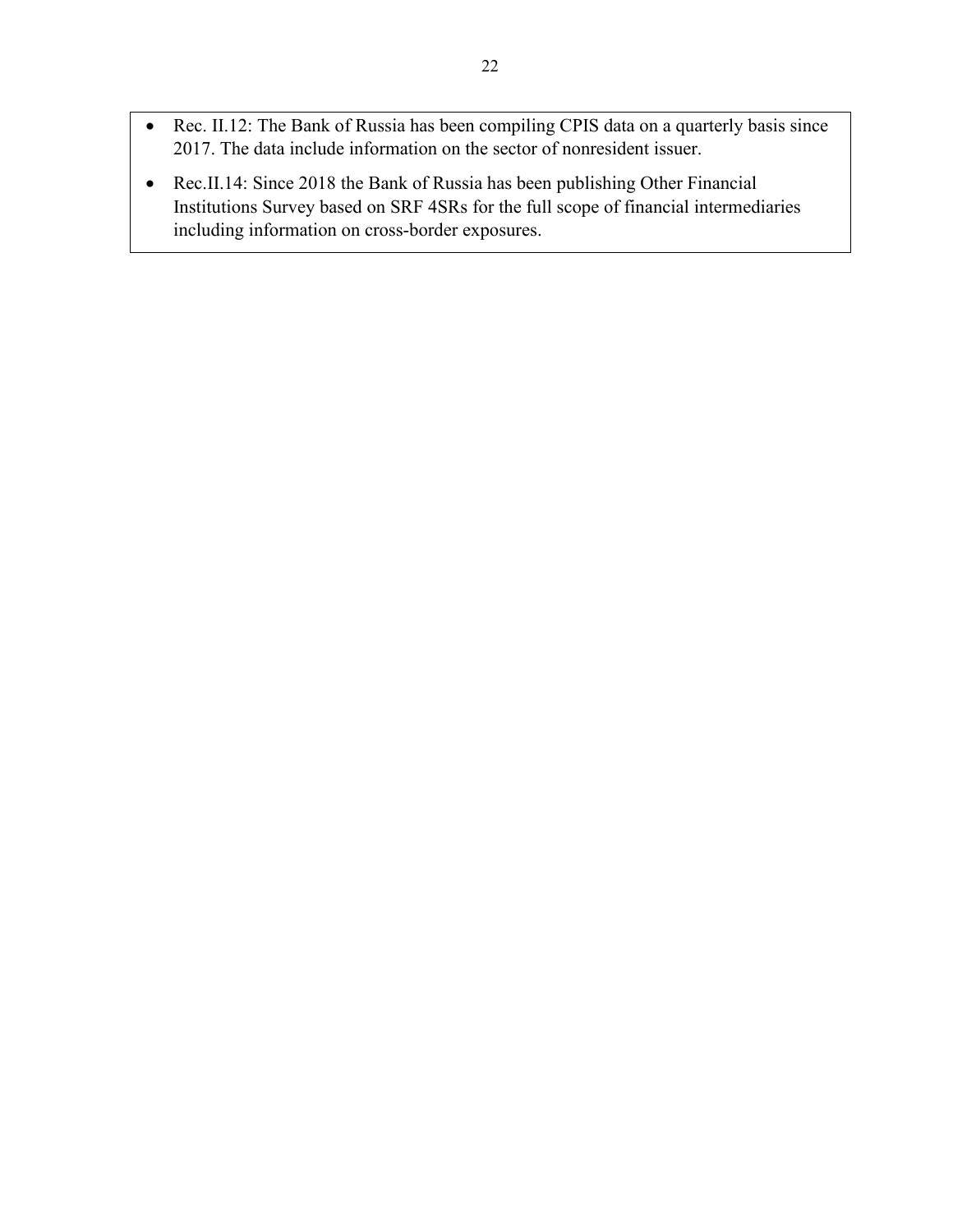- Rec. II.12: The Bank of Russia has been compiling CPIS data on a quarterly basis since 2017. The data include information on the sector of nonresident issuer.
- Rec.II.14: Since 2018 the Bank of Russia has been publishing Other Financial Institutions Survey based on SRF 4SRs for the full scope of financial intermediaries including information on cross-border exposures.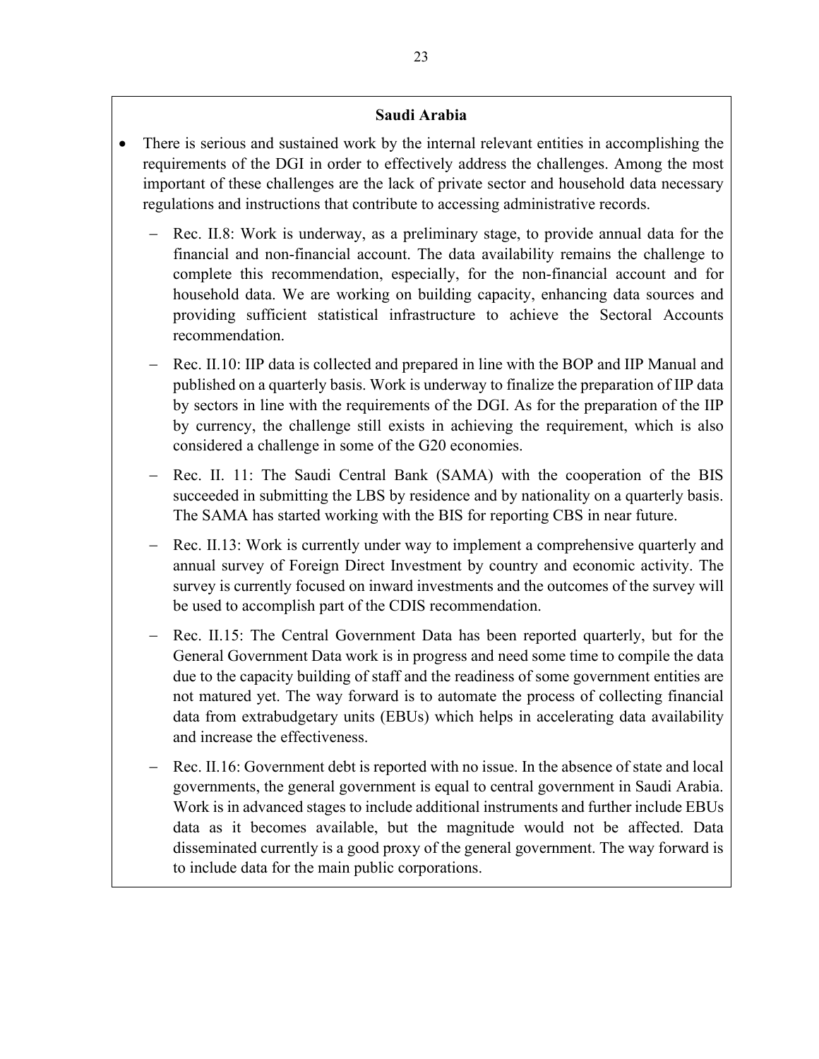**Saudi Arabia**

- There is serious and sustained work by the internal relevant entities in accomplishing the requirements of the DGI in order to effectively address the challenges. Among the most important of these challenges are the lack of private sector and household data necessary regulations and instructions that contribute to accessing administrative records.
  - Rec. II.8: Work is underway, as a preliminary stage, to provide annual data for the financial and non-financial account. The data availability remains the challenge to complete this recommendation, especially, for the non-financial account and for household data. We are working on building capacity, enhancing data sources and providing sufficient statistical infrastructure to achieve the Sectoral Accounts recommendation.
  - Rec. II.10: IIP data is collected and prepared in line with the BOP and IIP Manual and published on a quarterly basis. Work is underway to finalize the preparation of IIP data by sectors in line with the requirements of the DGI. As for the preparation of the IIP by currency, the challenge still exists in achieving the requirement, which is also considered a challenge in some of the G20 economies.
  - Rec. II. 11: The Saudi Central Bank (SAMA) with the cooperation of the BIS succeeded in submitting the LBS by residence and by nationality on a quarterly basis. The SAMA has started working with the BIS for reporting CBS in near future.
  - Rec. II.13: Work is currently under way to implement a comprehensive quarterly and annual survey of Foreign Direct Investment by country and economic activity. The survey is currently focused on inward investments and the outcomes of the survey will be used to accomplish part of the CDIS recommendation.
  - Rec. II.15: The Central Government Data has been reported quarterly, but for the General Government Data work is in progress and need some time to compile the data due to the capacity building of staff and the readiness of some government entities are not matured yet. The way forward is to automate the process of collecting financial data from extrabudgetary units (EBUs) which helps in accelerating data availability and increase the effectiveness.
  - Rec. II.16: Government debt is reported with no issue. In the absence of state and local governments, the general government is equal to central government in Saudi Arabia. Work is in advanced stages to include additional instruments and further include EBUs data as it becomes available, but the magnitude would not be affected. Data disseminated currently is a good proxy of the general government. The way forward is to include data for the main public corporations.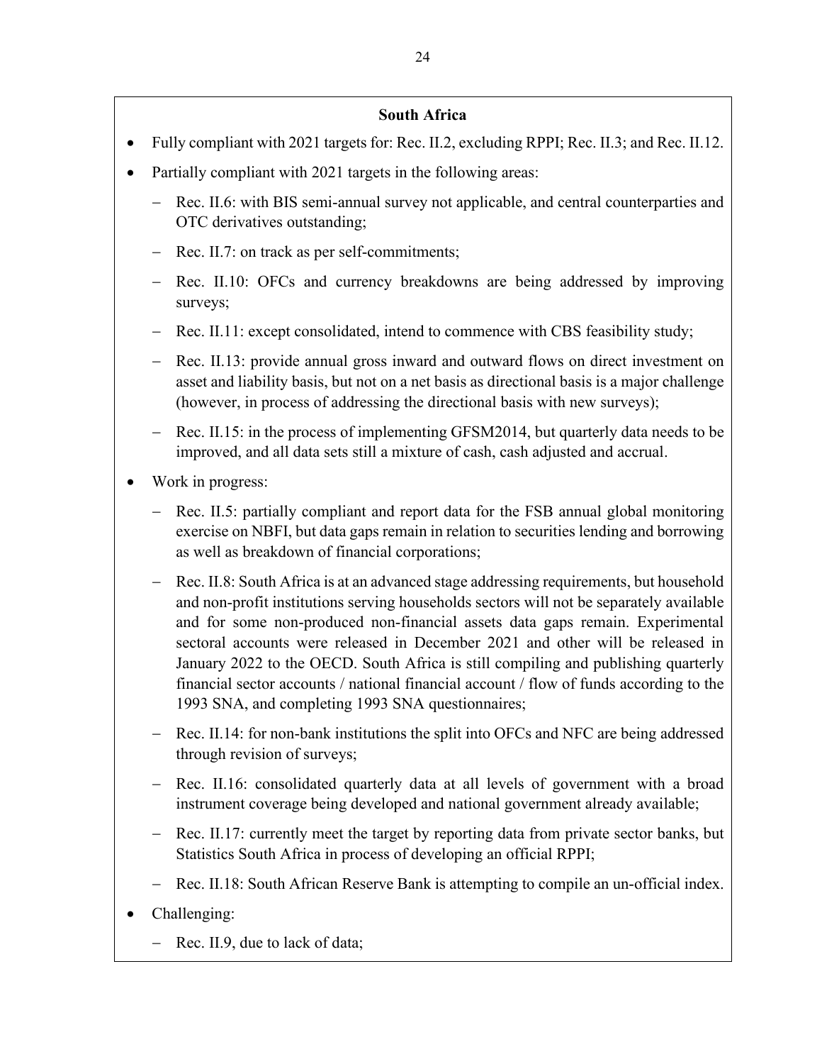**South Africa**

- Fully compliant with 2021 targets for: Rec. II.2, excluding RPPI; Rec. II.3; and Rec. II.12.
- Partially compliant with 2021 targets in the following areas:
  - Rec. II.6: with BIS semi-annual survey not applicable, and central counterparties and OTC derivatives outstanding;
  - Rec. II.7: on track as per self-commitments;
  - Rec. II.10: OFCs and currency breakdowns are being addressed by improving surveys;
  - Rec. II.11: except consolidated, intend to commence with CBS feasibility study;
  - Rec. II.13: provide annual gross inward and outward flows on direct investment on asset and liability basis, but not on a net basis as directional basis is a major challenge (however, in process of addressing the directional basis with new surveys);
  - Rec. II.15: in the process of implementing GFSM2014, but quarterly data needs to be improved, and all data sets still a mixture of cash, cash adjusted and accrual.
- Work in progress:
  - Rec. II.5: partially compliant and report data for the FSB annual global monitoring exercise on NBFI, but data gaps remain in relation to securities lending and borrowing as well as breakdown of financial corporations;
  - Rec. II.8: South Africa is at an advanced stage addressing requirements, but household and non-profit institutions serving households sectors will not be separately available and for some non-produced non-financial assets data gaps remain. Experimental sectoral accounts were released in December 2021 and other will be released in January 2022 to the OECD. South Africa is still compiling and publishing quarterly financial sector accounts / national financial account / flow of funds according to the 1993 SNA, and completing 1993 SNA questionnaires;
  - Rec. II.14: for non-bank institutions the split into OFCs and NFC are being addressed through revision of surveys;
  - Rec. II.16: consolidated quarterly data at all levels of government with a broad instrument coverage being developed and national government already available;
  - Rec. II.17: currently meet the target by reporting data from private sector banks, but Statistics South Africa in process of developing an official RPPI;
  - Rec. II.18: South African Reserve Bank is attempting to compile an un-official index.
- Challenging:
  - Rec. II.9, due to lack of data;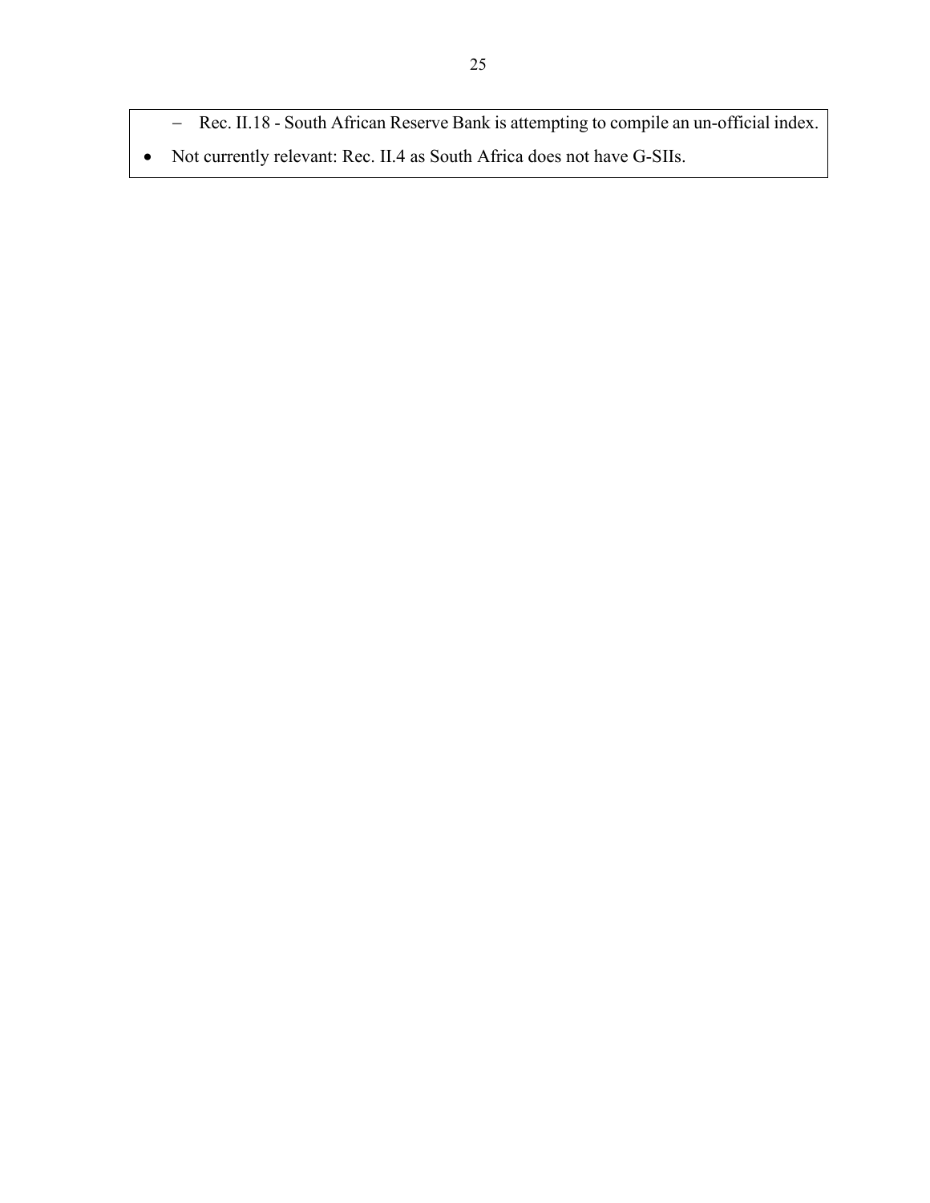- Rec. II.18 - South African Reserve Bank is attempting to compile an un-official index.
- Not currently relevant: Rec. II.4 as South Africa does not have G-SIIs.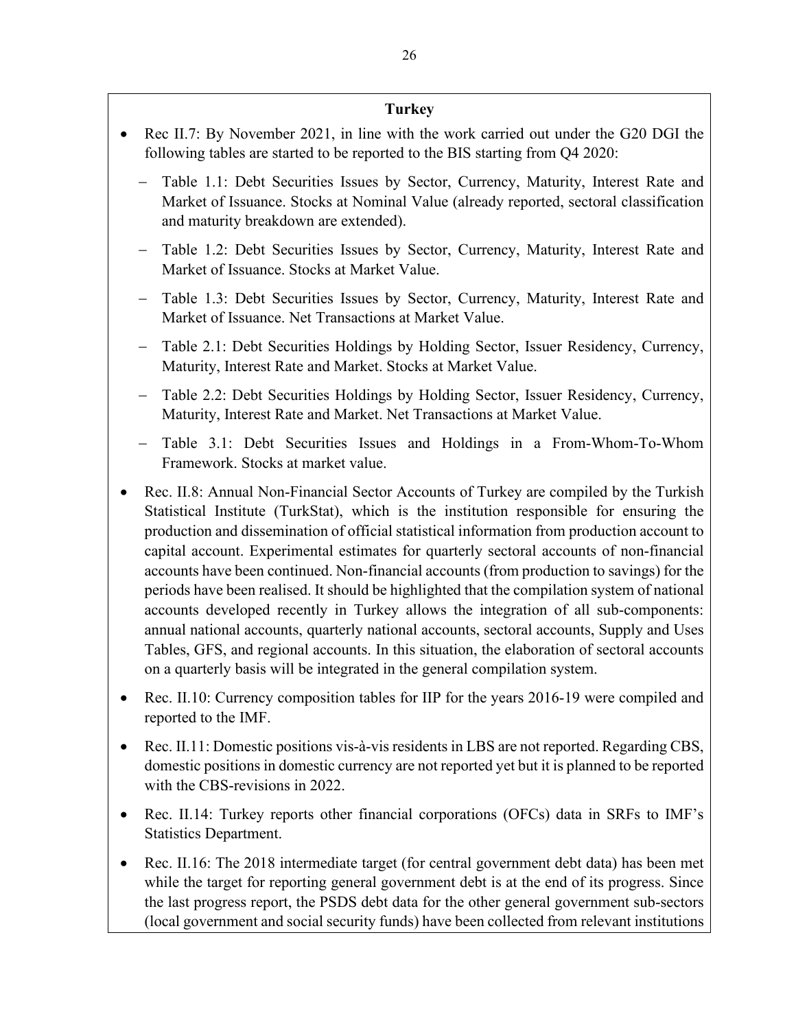**Turkey**

- Rec II.7: By November 2021, in line with the work carried out under the G20 DGI the following tables are started to be reported to the BIS starting from Q4 2020:
  - Table 1.1: Debt Securities Issues by Sector, Currency, Maturity, Interest Rate and Market of Issuance. Stocks at Nominal Value (already reported, sectoral classification and maturity breakdown are extended).
  - Table 1.2: Debt Securities Issues by Sector, Currency, Maturity, Interest Rate and Market of Issuance. Stocks at Market Value.
  - Table 1.3: Debt Securities Issues by Sector, Currency, Maturity, Interest Rate and Market of Issuance. Net Transactions at Market Value.
  - Table 2.1: Debt Securities Holdings by Holding Sector, Issuer Residency, Currency, Maturity, Interest Rate and Market. Stocks at Market Value.
  - Table 2.2: Debt Securities Holdings by Holding Sector, Issuer Residency, Currency, Maturity, Interest Rate and Market. Net Transactions at Market Value.
  - Table 3.1: Debt Securities Issues and Holdings in a From-Whom-To-Whom Framework. Stocks at market value.
- Rec. II.8: Annual Non-Financial Sector Accounts of Turkey are compiled by the Turkish Statistical Institute (TurkStat), which is the institution responsible for ensuring the production and dissemination of official statistical information from production account to capital account. Experimental estimates for quarterly sectoral accounts of non-financial accounts have been continued. Non-financial accounts (from production to savings) for the periods have been realised. It should be highlighted that the compilation system of national accounts developed recently in Turkey allows the integration of all sub-components: annual national accounts, quarterly national accounts, sectoral accounts, Supply and Uses Tables, GFS, and regional accounts. In this situation, the elaboration of sectoral accounts on a quarterly basis will be integrated in the general compilation system.
- Rec. II.10: Currency composition tables for IIP for the years 2016-19 were compiled and reported to the IMF.
- Rec. II.11: Domestic positions vis-à-vis residents in LBS are not reported. Regarding CBS, domestic positions in domestic currency are not reported yet but it is planned to be reported with the CBS-revisions in 2022.
- Rec. II.14: Turkey reports other financial corporations (OFCs) data in SRFs to IMF's Statistics Department.
- Rec. II.16: The 2018 intermediate target (for central government debt data) has been met while the target for reporting general government debt is at the end of its progress. Since the last progress report, the PSDS debt data for the other general government sub-sectors (local government and social security funds) have been collected from relevant institutions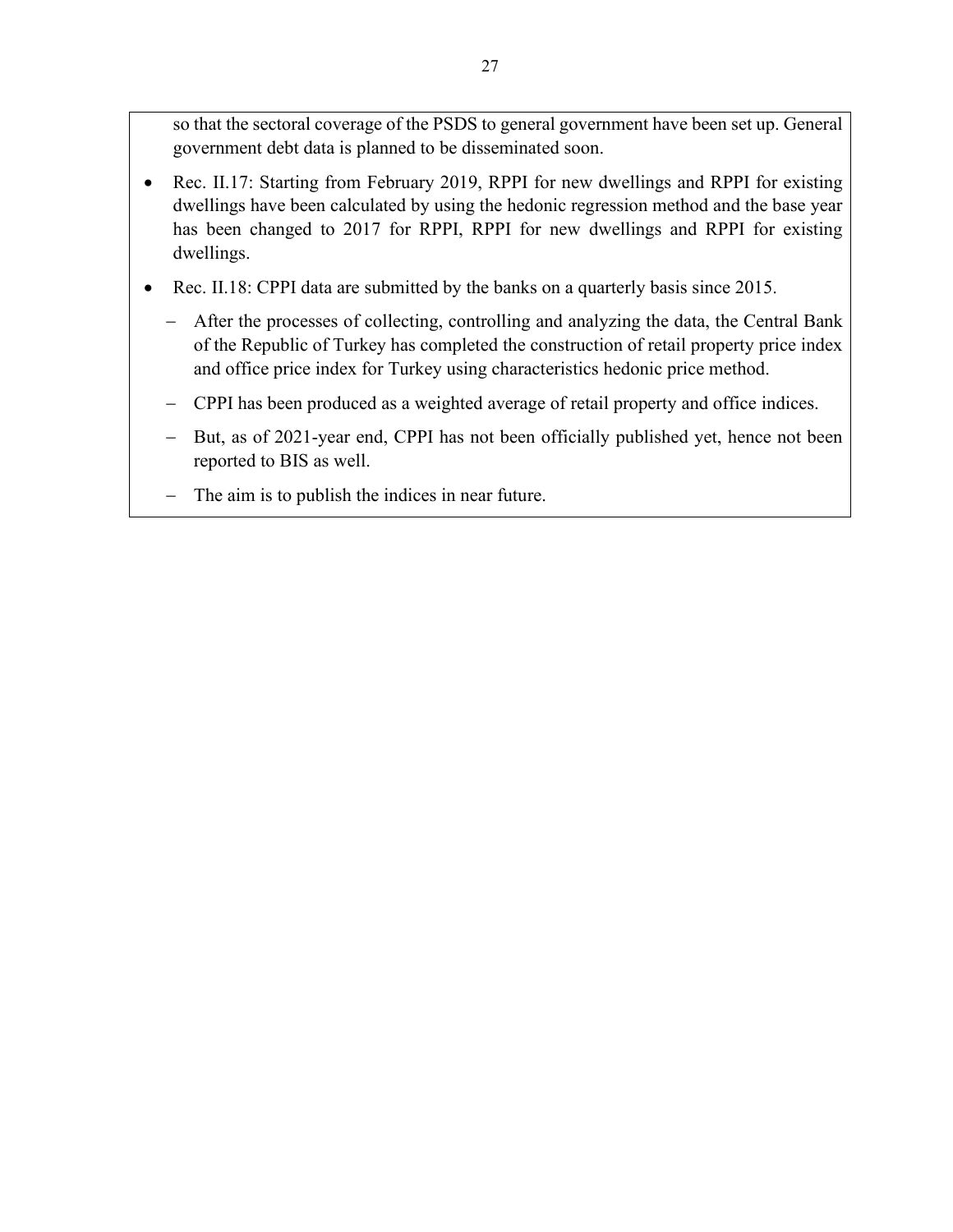so that the sectoral coverage of the PSDS to general government have been set up. General government debt data is planned to be disseminated soon.

- Rec. II.17: Starting from February 2019, RPPI for new dwellings and RPPI for existing dwellings have been calculated by using the hedonic regression method and the base year has been changed to 2017 for RPPI, RPPI for new dwellings and RPPI for existing dwellings.
- Rec. II.18: CPPI data are submitted by the banks on a quarterly basis since 2015.
  - After the processes of collecting, controlling and analyzing the data, the Central Bank of the Republic of Turkey has completed the construction of retail property price index and office price index for Turkey using characteristics hedonic price method.
  - CPPI has been produced as a weighted average of retail property and office indices.
  - But, as of 2021-year end, CPPI has not been officially published yet, hence not been reported to BIS as well.
  - The aim is to publish the indices in near future.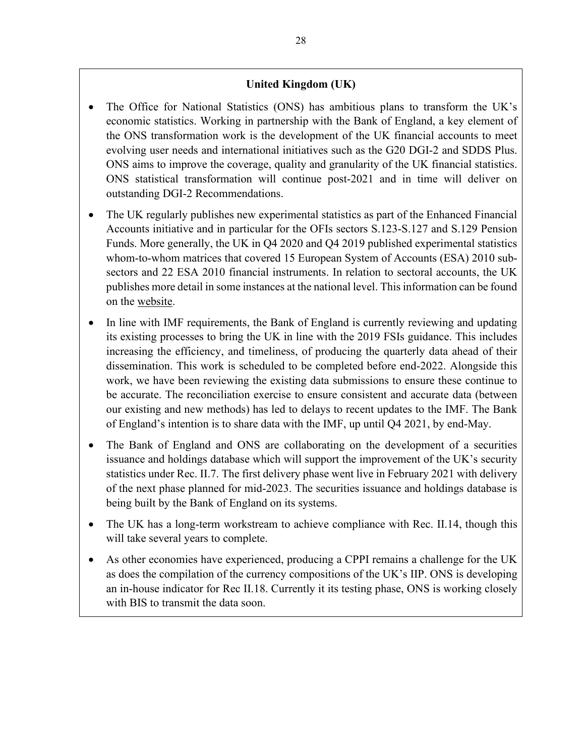**United Kingdom (UK)**

- The Office for National Statistics (ONS) has ambitious plans to transform the UK's economic statistics. Working in partnership with the Bank of England, a key element of the ONS transformation work is the development of the UK financial accounts to meet evolving user needs and international initiatives such as the G20 DGI-2 and SDDS Plus. ONS aims to improve the coverage, quality and granularity of the UK financial statistics. ONS statistical transformation will continue post-2021 and in time will deliver on outstanding DGI-2 Recommendations.
- The UK regularly publishes new experimental statistics as part of the Enhanced Financial Accounts initiative and in particular for the OFIs sectors S.123-S.127 and S.129 Pension Funds. More generally, the UK in Q4 2020 and Q4 2019 published experimental statistics whom-to-whom matrices that covered 15 European System of Accounts (ESA) 2010 sub-sectors and 22 ESA 2010 financial instruments. In relation to sectoral accounts, the UK publishes more detail in some instances at the national level. This information can be found on the website.
- In line with IMF requirements, the Bank of England is currently reviewing and updating its existing processes to bring the UK in line with the 2019 FSIs guidance. This includes increasing the efficiency, and timeliness, of producing the quarterly data ahead of their dissemination. This work is scheduled to be completed before end-2022. Alongside this work, we have been reviewing the existing data submissions to ensure these continue to be accurate. The reconciliation exercise to ensure consistent and accurate data (between our existing and new methods) has led to delays to recent updates to the IMF. The Bank of England's intention is to share data with the IMF, up until Q4 2021, by end-May.
- The Bank of England and ONS are collaborating on the development of a securities issuance and holdings database which will support the improvement of the UK's security statistics under Rec. II.7. The first delivery phase went live in February 2021 with delivery of the next phase planned for mid-2023. The securities issuance and holdings database is being built by the Bank of England on its systems.
- The UK has a long-term workstream to achieve compliance with Rec. II.14, though this will take several years to complete.
- As other economies have experienced, producing a CPPI remains a challenge for the UK as does the compilation of the currency compositions of the UK's IIP. ONS is developing an in-house indicator for Rec II.18. Currently it its testing phase, ONS is working closely with BIS to transmit the data soon.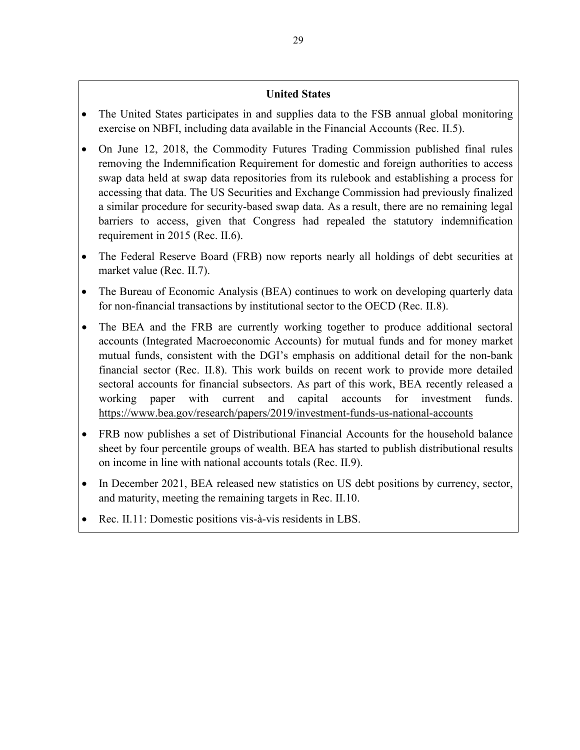**United States**

- The United States participates in and supplies data to the FSB annual global monitoring exercise on NBFI, including data available in the Financial Accounts (Rec. II.5).
- On June 12, 2018, the Commodity Futures Trading Commission published final rules removing the Indemnification Requirement for domestic and foreign authorities to access swap data held at swap data repositories from its rulebook and establishing a process for accessing that data. The US Securities and Exchange Commission had previously finalized a similar procedure for security-based swap data. As a result, there are no remaining legal barriers to access, given that Congress had repealed the statutory indemnification requirement in 2015 (Rec. II.6).
- The Federal Reserve Board (FRB) now reports nearly all holdings of debt securities at market value (Rec. II.7).
- The Bureau of Economic Analysis (BEA) continues to work on developing quarterly data for non-financial transactions by institutional sector to the OECD (Rec. II.8).
- The BEA and the FRB are currently working together to produce additional sectoral accounts (Integrated Macroeconomic Accounts) for mutual funds and for money market mutual funds, consistent with the DGI's emphasis on additional detail for the non-bank financial sector (Rec. II.8). This work builds on recent work to provide more detailed sectoral accounts for financial subsectors. As part of this work, BEA recently released a working paper with current and capital accounts for investment funds. https://www.bea.gov/research/papers/2019/investment-funds-us-national-accounts
- FRB now publishes a set of Distributional Financial Accounts for the household balance sheet by four percentile groups of wealth. BEA has started to publish distributional results on income in line with national accounts totals (Rec. II.9).
- In December 2021, BEA released new statistics on US debt positions by currency, sector, and maturity, meeting the remaining targets in Rec. II.10.
- Rec. II.11: Domestic positions vis-à-vis residents in LBS.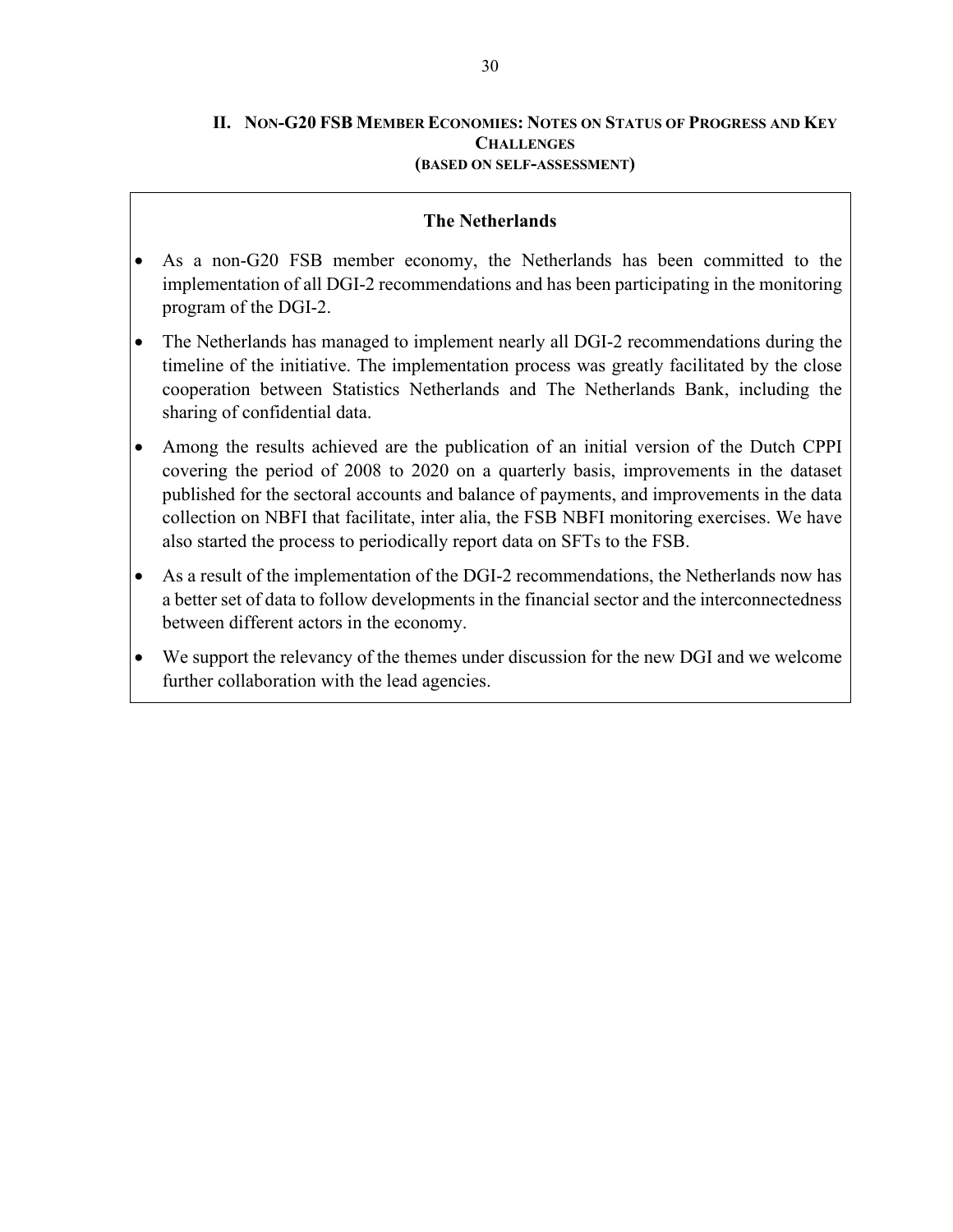## II. Non-G20 FSB Member Economies: Notes on Status of Progress and Key Challenges (based on self-assessment)

### The Netherlands

- As a non-G20 FSB member economy, the Netherlands has been committed to the implementation of all DGI-2 recommendations and has been participating in the monitoring program of the DGI-2.
- The Netherlands has managed to implement nearly all DGI-2 recommendations during the timeline of the initiative. The implementation process was greatly facilitated by the close cooperation between Statistics Netherlands and The Netherlands Bank, including the sharing of confidential data.
- Among the results achieved are the publication of an initial version of the Dutch CPPI covering the period of 2008 to 2020 on a quarterly basis, improvements in the dataset published for the sectoral accounts and balance of payments, and improvements in the data collection on NBFI that facilitate, inter alia, the FSB NBFI monitoring exercises. We have also started the process to periodically report data on SFTs to the FSB.
- As a result of the implementation of the DGI-2 recommendations, the Netherlands now has a better set of data to follow developments in the financial sector and the interconnectedness between different actors in the economy.
- We support the relevancy of the themes under discussion for the new DGI and we welcome further collaboration with the lead agencies.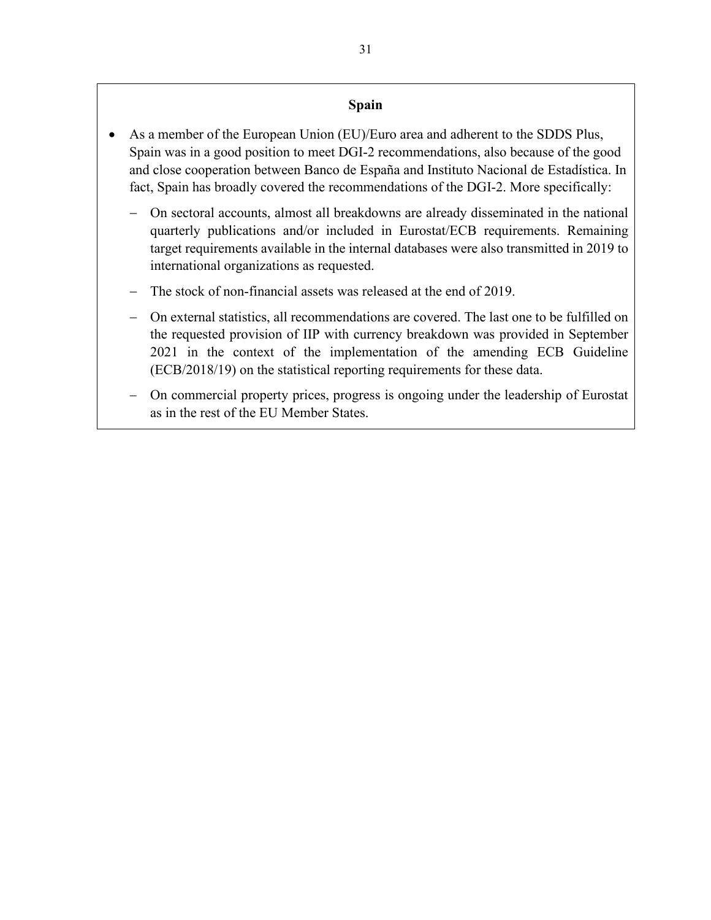**Spain**

- As a member of the European Union (EU)/Euro area and adherent to the SDDS Plus, Spain was in a good position to meet DGI-2 recommendations, also because of the good and close cooperation between Banco de España and Instituto Nacional de Estadística. In fact, Spain has broadly covered the recommendations of the DGI-2. More specifically:
  - On sectoral accounts, almost all breakdowns are already disseminated in the national quarterly publications and/or included in Eurostat/ECB requirements. Remaining target requirements available in the internal databases were also transmitted in 2019 to international organizations as requested.
  - The stock of non-financial assets was released at the end of 2019.
  - On external statistics, all recommendations are covered. The last one to be fulfilled on the requested provision of IIP with currency breakdown was provided in September 2021 in the context of the implementation of the amending ECB Guideline (ECB/2018/19) on the statistical reporting requirements for these data.
  - On commercial property prices, progress is ongoing under the leadership of Eurostat as in the rest of the EU Member States.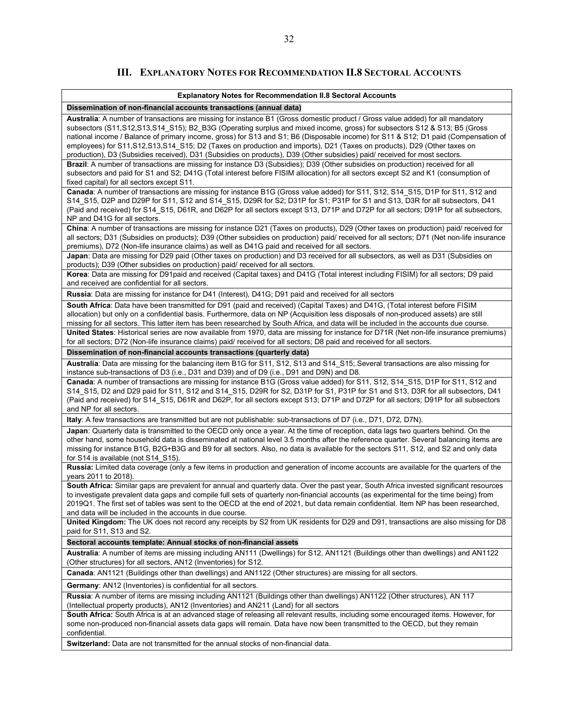## III. Explanatory Notes for Recommendation II.8 Sectoral Accounts

| Explanatory Notes for Recommendation II.8 Sectoral Accounts |
|---|
| **Dissemination of non-financial accounts transactions (annual data)** |
| **Australia**: A number of transactions are missing for instance B1 (Gross domestic product / Gross value added) for all mandatory subsectors (S11,S12,S13,S14_S15); B2_B3G (Operating surplus and mixed income, gross) for subsectors S12 & S13; B5 (Gross national income / Balance of primary income, gross) for S13 and S1; B6 (Disposable income) for S11 & S12; D1 paid (Compensation of employees) for S11,S12,S13,S14_S15; D2 (Taxes on production and imports), D21 (Taxes on products), D29 (Other taxes on production), D3 (Subsidies received), D31 (Subsidies on products), D39 (Other subsidies) paid/ received for most sectors. |
| **Brazil**: A number of transactions are missing for instance D3 (Subsidies); D39 (Other subsidies on production) received for all subsectors and paid for S1 and S2; D41G (Total interest before FISIM allocation) for all sectors except S2 and K1 (consumption of fixed capital) for all sectors except S11. |
| **Canada**: A number of transactions are missing for instance B1G (Gross value added) for S11, S12, S14_S15, D1P for S11, S12 and S14_S15, D2P and D29P for S11, S12 and S14_S15, D29R for S2; D31P for S1; P31P for S1 and S13, D3R for all subsectors, D41 (Paid and received) for S14_S15, D61R, and D62P for all sectors except S13, D71P and D72P for all sectors; D91P for all subsectors, NP and D41G for all sectors. |
| **China**: A number of transactions are missing for instance D21 (Taxes on products), D29 (Other taxes on production) paid/ received for all sectors; D31 (Subsidies on products); D39 (Other subsidies on production) paid/ received for all sectors; D71 (Net non-life insurance premiums), D72 (Non-life insurance claims) as well as D41G paid and received for all sectors. |
| **Japan**: Data are missing for D29 paid (Other taxes on production) and D3 received for all subsectors, as well as D31 (Subsidies on products); D39 (Other subsidies on production) paid/ received for all sectors. |
| **Korea**: Data are missing for D91paid and received (Capital taxes) and D41G (Total interest including FISIM) for all sectors; D9 paid and received are confidential for all sectors. |
| **Russia**: Data are missing for instance for D41 (Interest), D41G; D91 paid and received for all sectors |
| **South Africa**: Data have been transmitted for D91 (paid and received) (Capital Taxes) and D41G, (Total interest before FISIM allocation) but only on a confidential basis. Furthermore, data on NP (Acquisition less disposals of non-produced assets) are still missing for all sectors. This latter item has been researched by South Africa, and data will be included in the accounts due course. |
| **United States**: Historical series are now available from 1970, data are missing for instance for D71R (Net non-life insurance premiums) for all sectors; D72 (Non-life insurance claims) paid/ received for all sectors; D8 paid and received for all sectors. |
| **Dissemination of non-financial accounts transactions (quarterly data)** |
| **Australia**: Data are missing for the balancing item B1G for S11, S12, S13 and S14_S15;.Several transactions are also missing for instance sub-transactions of D3 (i.e., D31 and D39) and of D9 (i.e., D91 and D9N) and D8. |
| **Canada**: A number of transactions are missing for instance B1G (Gross value added) for S11, S12, S14_S15, D1P for S11, S12 and S14_S15, D2 and D29 paid for S11, S12 and S14_S15, D29R for S2, D31P for S1, P31P for S1 and S13, D3R for all subsectors, D41 (Paid and received) for S14_S15, D61R and D62P, for all sectors except S13; D71P and D72P for all sectors; D91P for all subsectors and NP for all sectors. |
| **Italy**: A few transactions are transmitted but are not publishable: sub-transactions of D7 (i.e., D71, D72, D7N). |
| **Japan**: Quarterly data is transmitted to the OECD only once a year. At the time of reception, data lags two quarters behind. On the other hand, some household data is disseminated at national level 3.5 months after the reference quarter. Several balancing items are missing for instance B1G, B2G+B3G and B9 for all sectors. Also, no data is available for the sectors S11, S12, and S2 and only data for S14 is available (not S14_S15). |
| **Russia:** Limited data coverage (only a few items in production and generation of income accounts are available for the quarters of the years 2011 to 2018). |
| **South Africa:** Similar gaps are prevalent for annual and quarterly data. Over the past year, South Africa invested significant resources to investigate prevalent data gaps and compile full sets of quarterly non-financial accounts (as experimental for the time being) from 2019Q1. The first set of tables was sent to the OECD at the end of 2021, but data remain confidential. Item NP has been researched, and data will be included in the accounts in due course. |
| **United Kingdom:** The UK does not record any receipts by S2 from UK residents for D29 and D91, transactions are also missing for D8 paid for S11, S13 and S2. |
| **Sectoral accounts template: Annual stocks of non-financial assets** |
| **Australia**: A number of items are missing including AN111 (Dwellings) for S12, AN1121 (Buildings other than dwellings) and AN1122 (Other structures) for all sectors, AN12 (Inventories) for S12. |
| **Canada**: AN1121 (Buildings other than dwellings) and AN1122 (Other structures) are missing for all sectors. |
| **Germany**: AN12 (Inventories) is confidential for all sectors. |
| **Russia**: A number of items are missing including AN1121 (Buildings other than dwellings) AN1122 (Other structures), AN 117 (Intellectual property products), AN12 (Inventories) and AN211 (Land) for all sectors |
| **South Africa:** South Africa is at an advanced stage of releasing all relevant results, including some encouraged items. However, for some non-produced non-financial assets data gaps will remain. Data have now been transmitted to the OECD, but they remain confidential. |
| **Switzerland:** Data are not transmitted for the annual stocks of non-financial data. |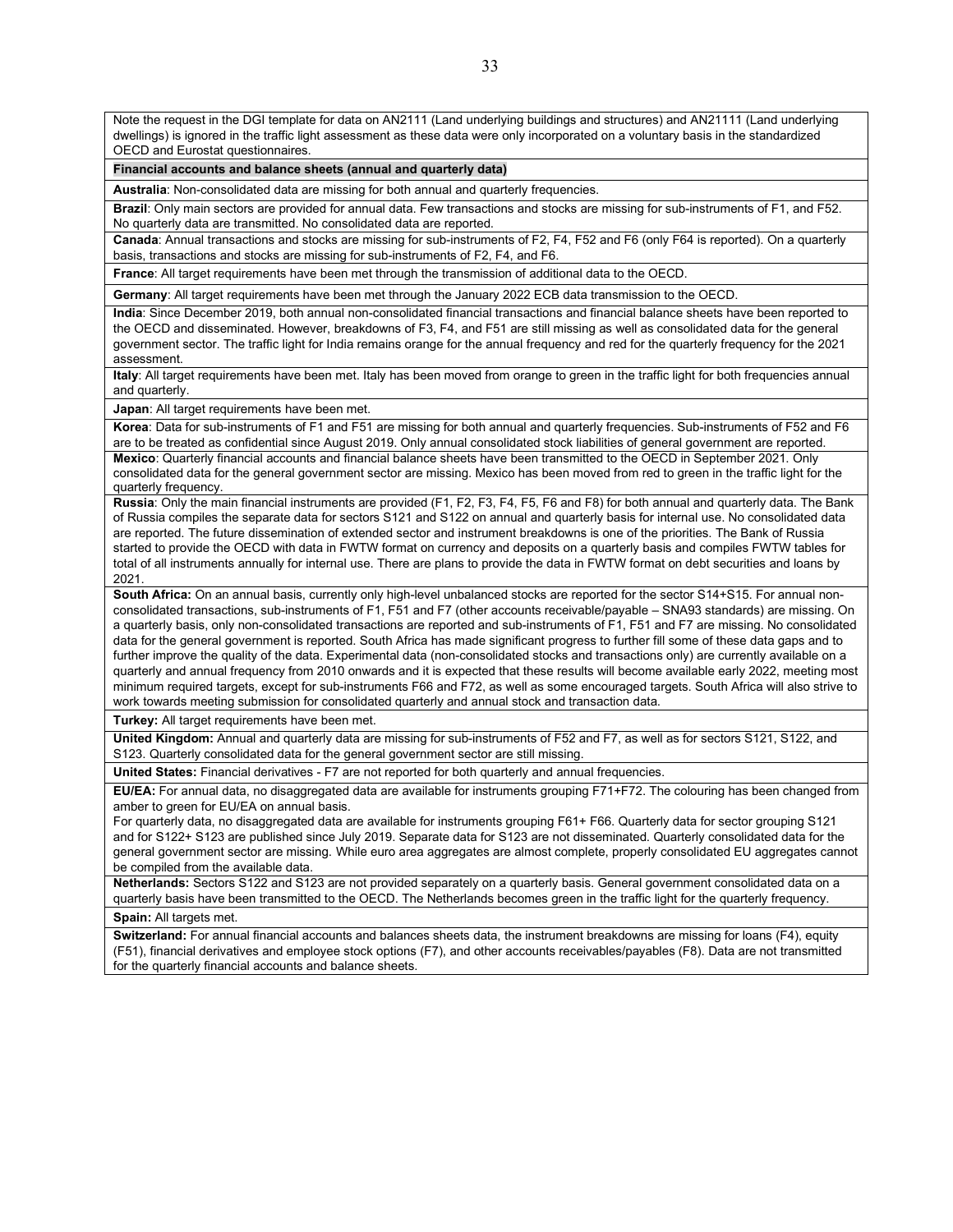Note the request in the DGI template for data on AN2111 (Land underlying buildings and structures) and AN21111 (Land underlying dwellings) is ignored in the traffic light assessment as these data were only incorporated on a voluntary basis in the standardized OECD and Eurostat questionnaires.

**Financial accounts and balance sheets (annual and quarterly data)**

**Australia**: Non-consolidated data are missing for both annual and quarterly frequencies.

**Brazil**: Only main sectors are provided for annual data. Few transactions and stocks are missing for sub-instruments of F1, and F52. No quarterly data are transmitted. No consolidated data are reported.

**Canada**: Annual transactions and stocks are missing for sub-instruments of F2, F4, F52 and F6 (only F64 is reported). On a quarterly basis, transactions and stocks are missing for sub-instruments of F2, F4, and F6.

**France**: All target requirements have been met through the transmission of additional data to the OECD.

**Germany**: All target requirements have been met through the January 2022 ECB data transmission to the OECD.

**India**: Since December 2019, both annual non-consolidated financial transactions and financial balance sheets have been reported to the OECD and disseminated. However, breakdowns of F3, F4, and F51 are still missing as well as consolidated data for the general government sector. The traffic light for India remains orange for the annual frequency and red for the quarterly frequency for the 2021 assessment.

**Italy**: All target requirements have been met. Italy has been moved from orange to green in the traffic light for both frequencies annual and quarterly.

**Japan**: All target requirements have been met.

**Korea**: Data for sub-instruments of F1 and F51 are missing for both annual and quarterly frequencies. Sub-instruments of F52 and F6 are to be treated as confidential since August 2019. Only annual consolidated stock liabilities of general government are reported.

**Mexico**: Quarterly financial accounts and financial balance sheets have been transmitted to the OECD in September 2021. Only consolidated data for the general government sector are missing. Mexico has been moved from red to green in the traffic light for the quarterly frequency.

**Russia**: Only the main financial instruments are provided (F1, F2, F3, F4, F5, F6 and F8) for both annual and quarterly data. The Bank of Russia compiles the separate data for sectors S121 and S122 on annual and quarterly basis for internal use. No consolidated data are reported. The future dissemination of extended sector and instrument breakdowns is one of the priorities. The Bank of Russia started to provide the OECD with data in FWTW format on currency and deposits on a quarterly basis and compiles FWTW tables for total of all instruments annually for internal use. There are plans to provide the data in FWTW format on debt securities and loans by 2021.

**South Africa:** On an annual basis, currently only high-level unbalanced stocks are reported for the sector S14+S15. For annual non-consolidated transactions, sub-instruments of F1, F51 and F7 (other accounts receivable/payable – SNA93 standards) are missing. On a quarterly basis, only non-consolidated transactions are reported and sub-instruments of F1, F51 and F7 are missing. No consolidated data for the general government is reported. South Africa has made significant progress to further fill some of these data gaps and to further improve the quality of the data. Experimental data (non-consolidated stocks and transactions only) are currently available on a quarterly and annual frequency from 2010 onwards and it is expected that these results will become available early 2022, meeting most minimum required targets, except for sub-instruments F66 and F72, as well as some encouraged targets. South Africa will also strive to work towards meeting submission for consolidated quarterly and annual stock and transaction data.

**Turkey:** All target requirements have been met.

**United Kingdom:** Annual and quarterly data are missing for sub-instruments of F52 and F7, as well as for sectors S121, S122, and S123. Quarterly consolidated data for the general government sector are still missing.

**United States:** Financial derivatives - F7 are not reported for both quarterly and annual frequencies.

**EU/EA:** For annual data, no disaggregated data are available for instruments grouping F71+F72. The colouring has been changed from amber to green for EU/EA on annual basis.

For quarterly data, no disaggregated data are available for instruments grouping F61+ F66. Quarterly data for sector grouping S121 and for S122+ S123 are published since July 2019. Separate data for S123 are not disseminated. Quarterly consolidated data for the general government sector are missing. While euro area aggregates are almost complete, properly consolidated EU aggregates cannot be compiled from the available data.

**Netherlands:** Sectors S122 and S123 are not provided separately on a quarterly basis. General government consolidated data on a quarterly basis have been transmitted to the OECD. The Netherlands becomes green in the traffic light for the quarterly frequency.

**Spain:** All targets met.

**Switzerland:** For annual financial accounts and balances sheets data, the instrument breakdowns are missing for loans (F4), equity (F51), financial derivatives and employee stock options (F7), and other accounts receivables/payables (F8). Data are not transmitted for the quarterly financial accounts and balance sheets.